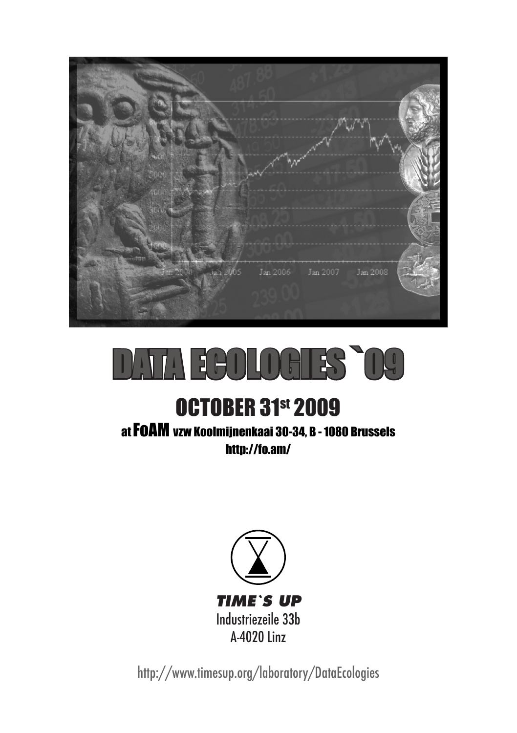# DATA ECOLOGIES `09

## OCTOBER 31st 2009

at **FoAM** vzw Koolmijnenkaai 30-34, B - 1080 Brussels

http://fo.am/

***TIME`S UP***

Industriezeile 33b

A-4020 Linz

http://www.timesup.org/laboratory/DataEcologies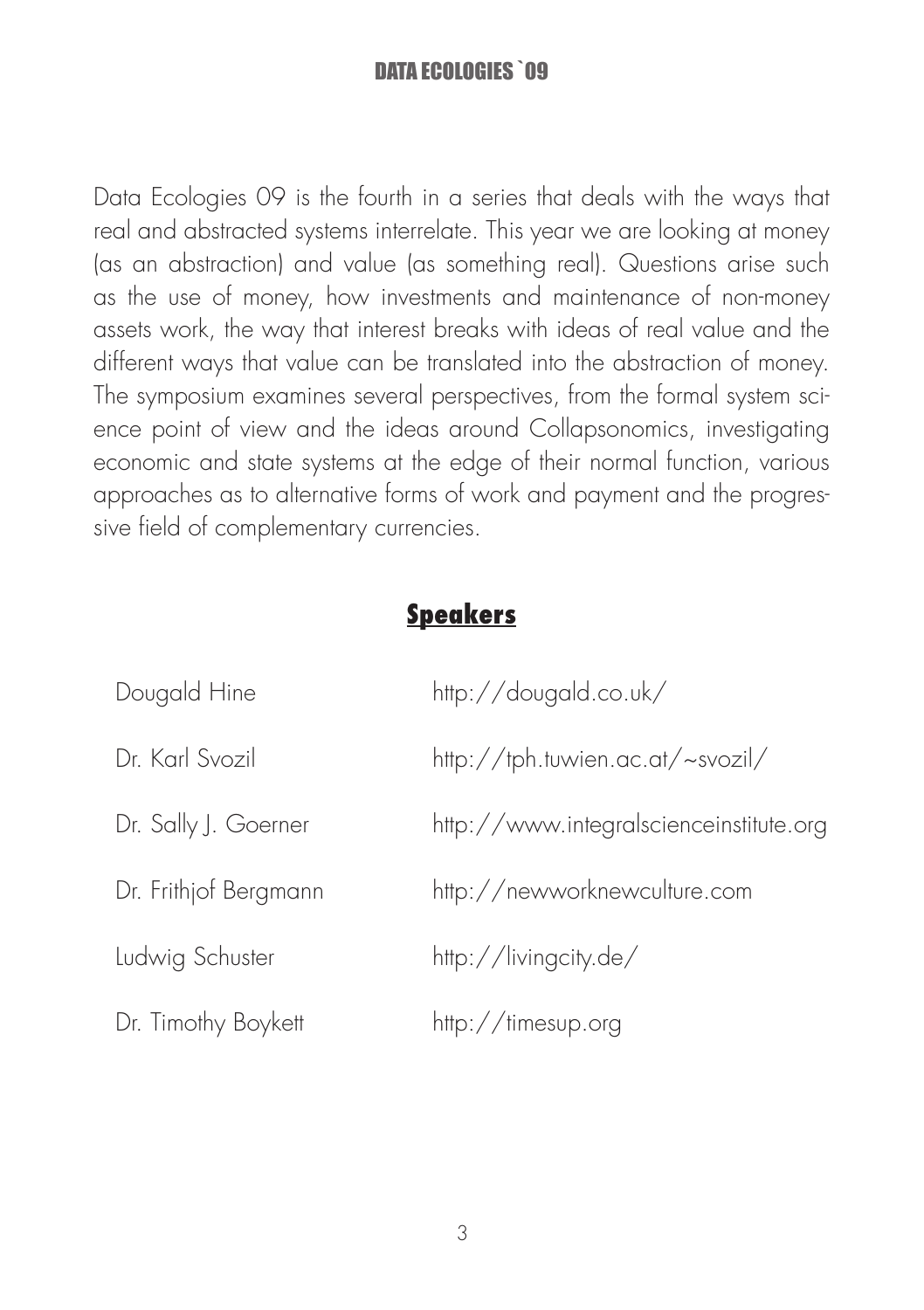Data Ecologies 09 is the fourth in a series that deals with the ways that real and abstracted systems interrelate. This year we are looking at money (as an abstraction) and value (as something real). Questions arise such as the use of money, how investments and maintenance of non-money assets work, the way that interest breaks with ideas of real value and the different ways that value can be translated into the abstraction of money. The symposium examines several perspectives, from the formal system science point of view and the ideas around Collapsonomics, investigating economic and state systems at the edge of their normal function, various approaches as to alternative forms of work and payment and the progressive field of complementary currencies.

## Speakers

| | |
|---|---|
| Dougald Hine | http://dougald.co.uk/ |
| Dr. Karl Svozil | http://tph.tuwien.ac.at/~svozil/ |
| Dr. Sally J. Goerner | http://www.integralscienceinstitute.org |
| Dr. Frithjof Bergmann | http://newworknewculture.com |
| Ludwig Schuster | http://livingcity.de/ |
| Dr. Timothy Boykett | http://timesup.org |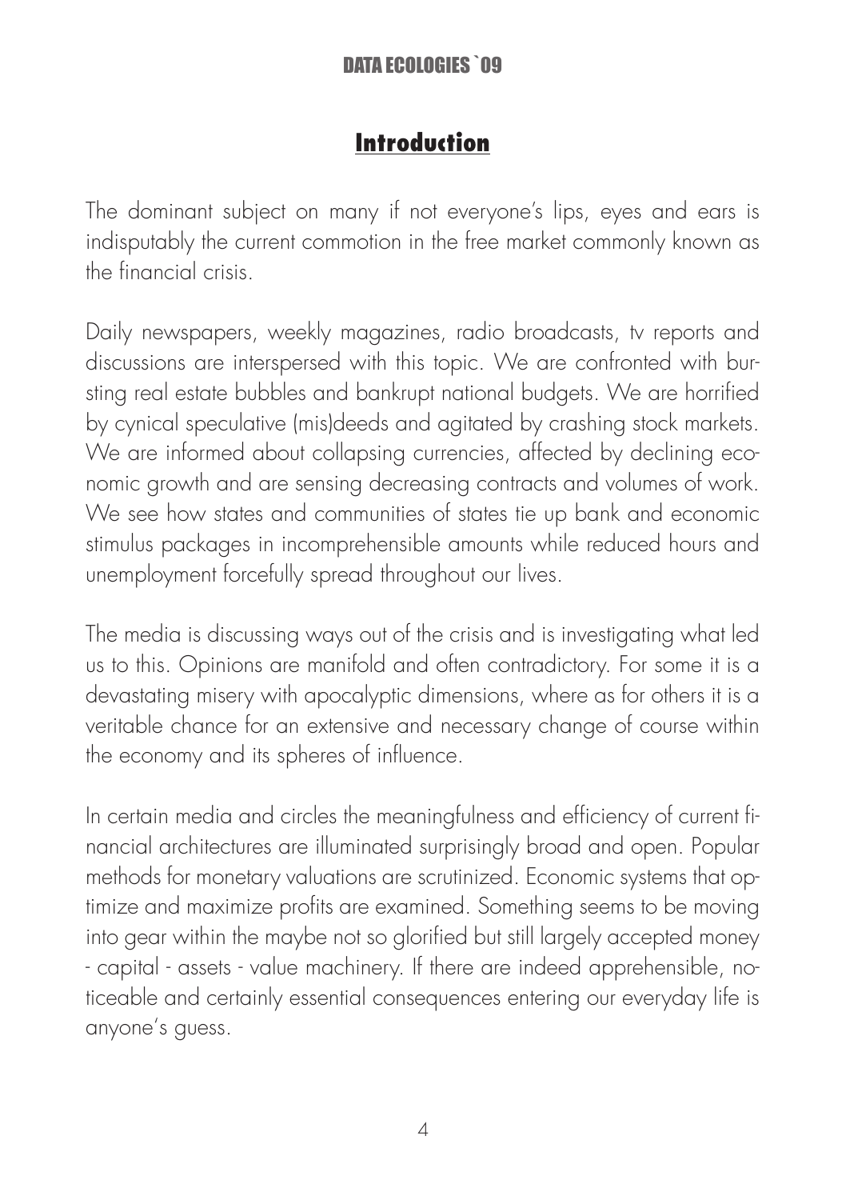## Introduction

The dominant subject on many if not everyone's lips, eyes and ears is indisputably the current commotion in the free market commonly known as the financial crisis.

Daily newspapers, weekly magazines, radio broadcasts, tv reports and discussions are interspersed with this topic. We are confronted with bursting real estate bubbles and bankrupt national budgets. We are horrified by cynical speculative (mis)deeds and agitated by crashing stock markets. We are informed about collapsing currencies, affected by declining economic growth and are sensing decreasing contracts and volumes of work. We see how states and communities of states tie up bank and economic stimulus packages in incomprehensible amounts while reduced hours and unemployment forcefully spread throughout our lives.

The media is discussing ways out of the crisis and is investigating what led us to this. Opinions are manifold and often contradictory. For some it is a devastating misery with apocalyptic dimensions, where as for others it is a veritable chance for an extensive and necessary change of course within the economy and its spheres of influence.

In certain media and circles the meaningfulness and efficiency of current financial architectures are illuminated surprisingly broad and open. Popular methods for monetary valuations are scrutinized. Economic systems that optimize and maximize profits are examined. Something seems to be moving into gear within the maybe not so glorified but still largely accepted money - capital - assets - value machinery. If there are indeed apprehensible, noticeable and certainly essential consequences entering our everyday life is anyone's guess.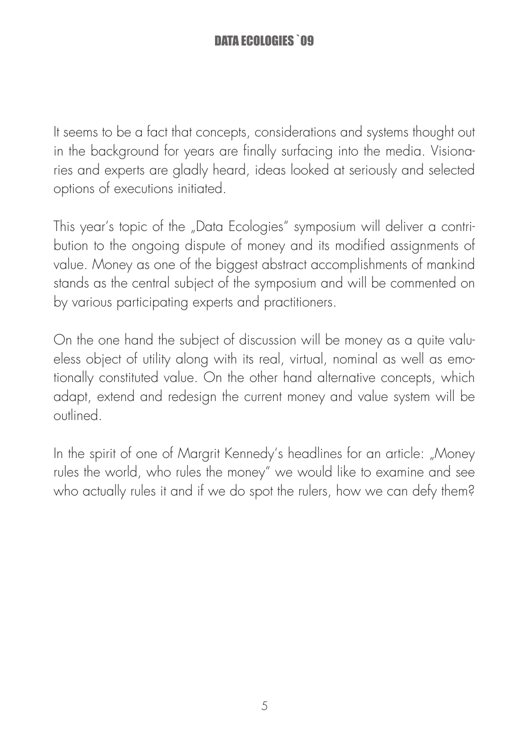It seems to be a fact that concepts, considerations and systems thought out in the background for years are finally surfacing into the media. Visionaries and experts are gladly heard, ideas looked at seriously and selected options of executions initiated.

This year's topic of the „Data Ecologies" symposium will deliver a contribution to the ongoing dispute of money and its modified assignments of value. Money as one of the biggest abstract accomplishments of mankind stands as the central subject of the symposium and will be commented on by various participating experts and practitioners.

On the one hand the subject of discussion will be money as a quite valueless object of utility along with its real, virtual, nominal as well as emotionally constituted value. On the other hand alternative concepts, which adapt, extend and redesign the current money and value system will be outlined.

In the spirit of one of Margrit Kennedy's headlines for an article: „Money rules the world, who rules the money" we would like to examine and see who actually rules it and if we do spot the rulers, how we can defy them?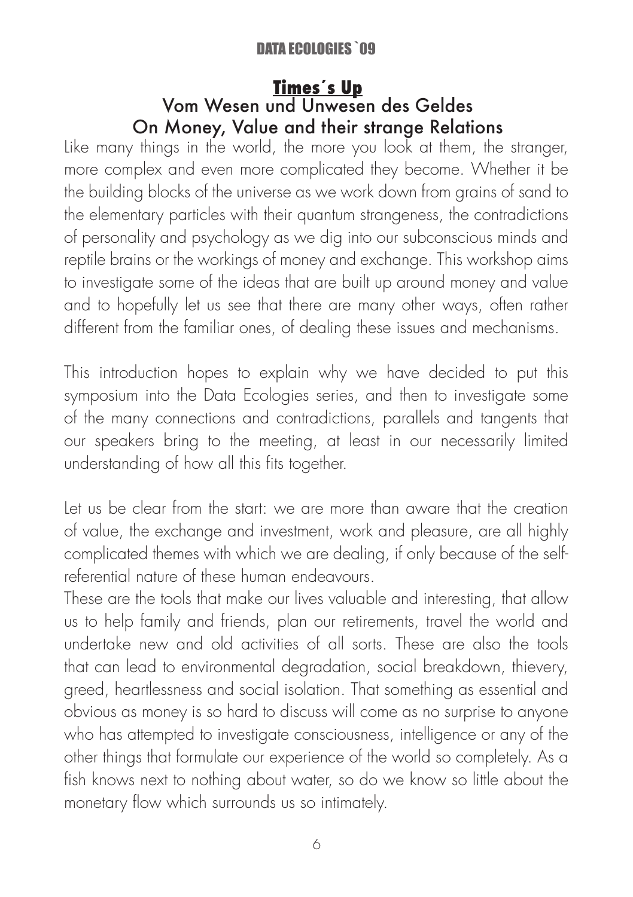## Times´s Up

### Vom Wesen und Unwesen des Geldes
### On Money, Value and their strange Relations

Like many things in the world, the more you look at them, the stranger, more complex and even more complicated they become. Whether it be the building blocks of the universe as we work down from grains of sand to the elementary particles with their quantum strangeness, the contradictions of personality and psychology as we dig into our subconscious minds and reptile brains or the workings of money and exchange. This workshop aims to investigate some of the ideas that are built up around money and value and to hopefully let us see that there are many other ways, often rather different from the familiar ones, of dealing these issues and mechanisms.

This introduction hopes to explain why we have decided to put this symposium into the Data Ecologies series, and then to investigate some of the many connections and contradictions, parallels and tangents that our speakers bring to the meeting, at least in our necessarily limited understanding of how all this fits together.

Let us be clear from the start: we are more than aware that the creation of value, the exchange and investment, work and pleasure, are all highly complicated themes with which we are dealing, if only because of the self-referential nature of these human endeavours.

These are the tools that make our lives valuable and interesting, that allow us to help family and friends, plan our retirements, travel the world and undertake new and old activities of all sorts. These are also the tools that can lead to environmental degradation, social breakdown, thievery, greed, heartlessness and social isolation. That something as essential and obvious as money is so hard to discuss will come as no surprise to anyone who has attempted to investigate consciousness, intelligence or any of the other things that formulate our experience of the world so completely. As a fish knows next to nothing about water, so do we know so little about the monetary flow which surrounds us so intimately.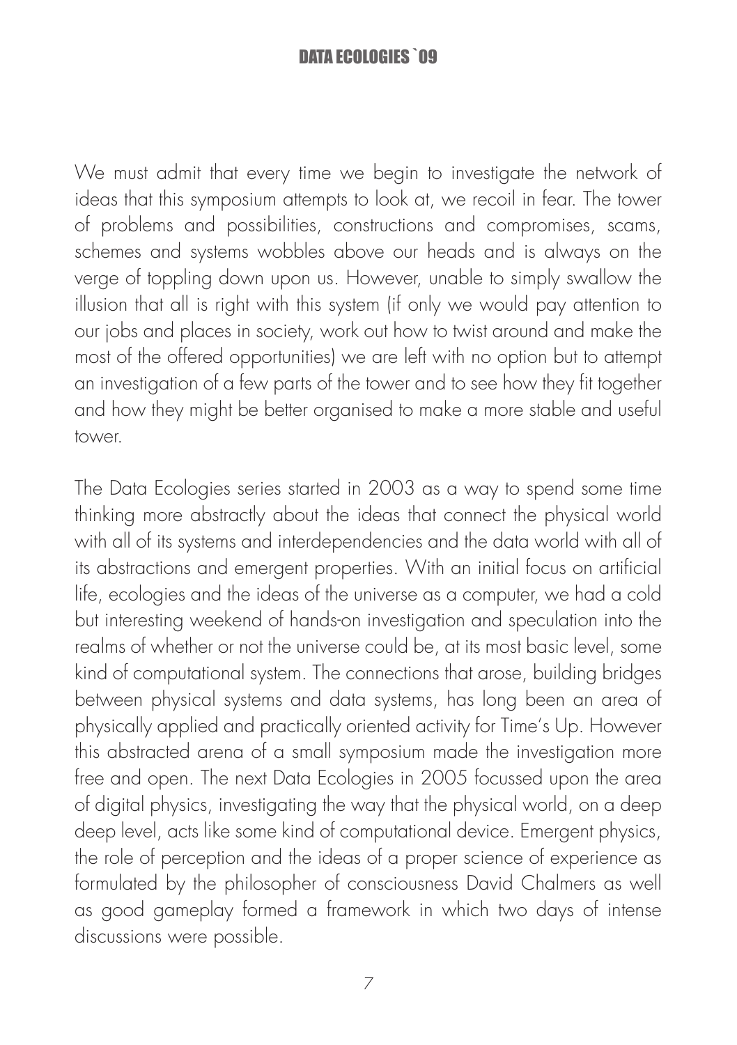We must admit that every time we begin to investigate the network of ideas that this symposium attempts to look at, we recoil in fear. The tower of problems and possibilities, constructions and compromises, scams, schemes and systems wobbles above our heads and is always on the verge of toppling down upon us. However, unable to simply swallow the illusion that all is right with this system (if only we would pay attention to our jobs and places in society, work out how to twist around and make the most of the offered opportunities) we are left with no option but to attempt an investigation of a few parts of the tower and to see how they fit together and how they might be better organised to make a more stable and useful tower.

The Data Ecologies series started in 2003 as a way to spend some time thinking more abstractly about the ideas that connect the physical world with all of its systems and interdependencies and the data world with all of its abstractions and emergent properties. With an initial focus on artificial life, ecologies and the ideas of the universe as a computer, we had a cold but interesting weekend of hands-on investigation and speculation into the realms of whether or not the universe could be, at its most basic level, some kind of computational system. The connections that arose, building bridges between physical systems and data systems, has long been an area of physically applied and practically oriented activity for Time's Up. However this abstracted arena of a small symposium made the investigation more free and open. The next Data Ecologies in 2005 focussed upon the area of digital physics, investigating the way that the physical world, on a deep deep level, acts like some kind of computational device. Emergent physics, the role of perception and the ideas of a proper science of experience as formulated by the philosopher of consciousness David Chalmers as well as good gameplay formed a framework in which two days of intense discussions were possible.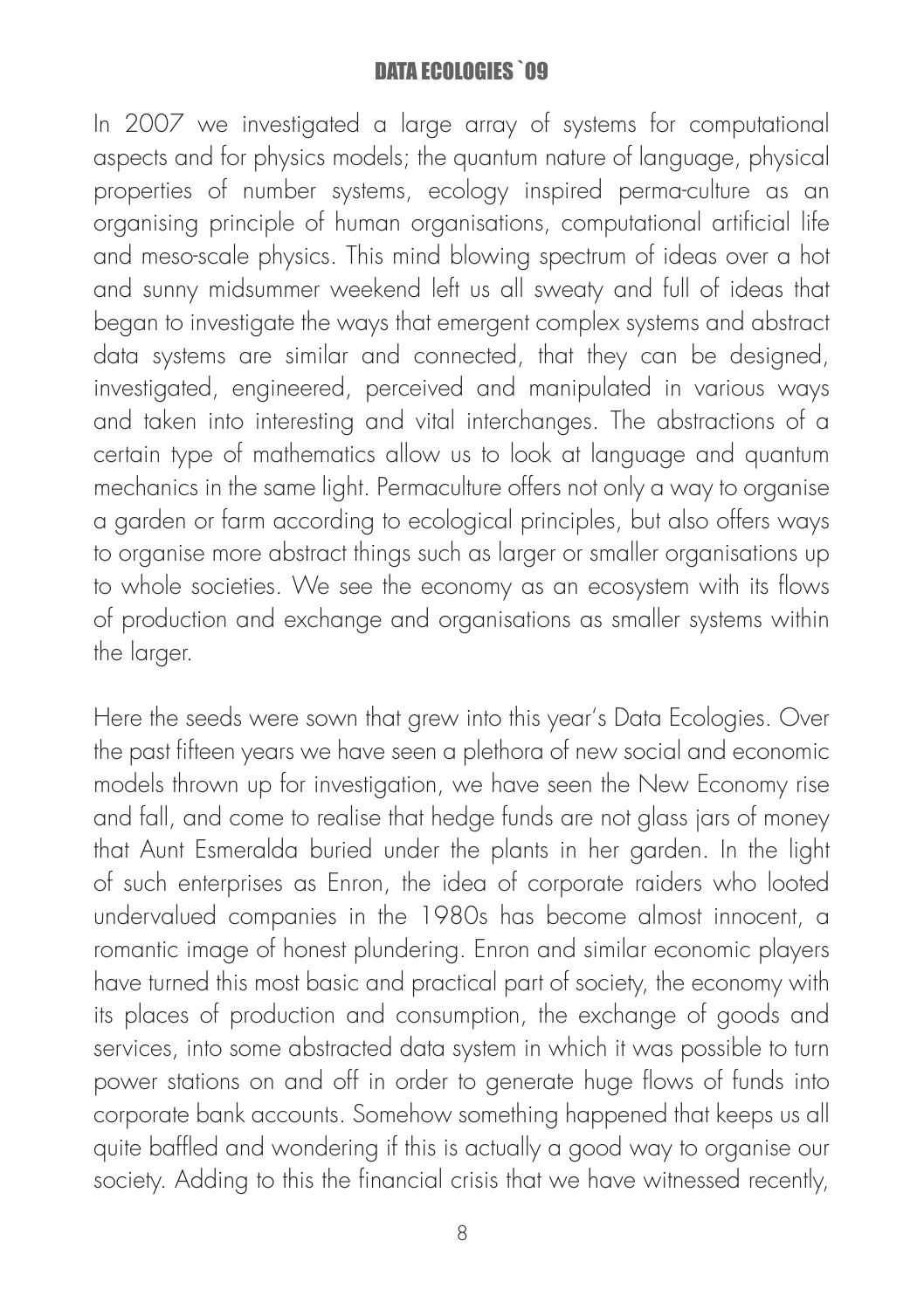In 2007 we investigated a large array of systems for computational aspects and for physics models; the quantum nature of language, physical properties of number systems, ecology inspired perma-culture as an organising principle of human organisations, computational artificial life and meso-scale physics. This mind blowing spectrum of ideas over a hot and sunny midsummer weekend left us all sweaty and full of ideas that began to investigate the ways that emergent complex systems and abstract data systems are similar and connected, that they can be designed, investigated, engineered, perceived and manipulated in various ways and taken into interesting and vital interchanges. The abstractions of a certain type of mathematics allow us to look at language and quantum mechanics in the same light. Permaculture offers not only a way to organise a garden or farm according to ecological principles, but also offers ways to organise more abstract things such as larger or smaller organisations up to whole societies. We see the economy as an ecosystem with its flows of production and exchange and organisations as smaller systems within the larger.

Here the seeds were sown that grew into this year's Data Ecologies. Over the past fifteen years we have seen a plethora of new social and economic models thrown up for investigation, we have seen the New Economy rise and fall, and come to realise that hedge funds are not glass jars of money that Aunt Esmeralda buried under the plants in her garden. In the light of such enterprises as Enron, the idea of corporate raiders who looted undervalued companies in the 1980s has become almost innocent, a romantic image of honest plundering. Enron and similar economic players have turned this most basic and practical part of society, the economy with its places of production and consumption, the exchange of goods and services, into some abstracted data system in which it was possible to turn power stations on and off in order to generate huge flows of funds into corporate bank accounts. Somehow something happened that keeps us all quite baffled and wondering if this is actually a good way to organise our society. Adding to this the financial crisis that we have witnessed recently,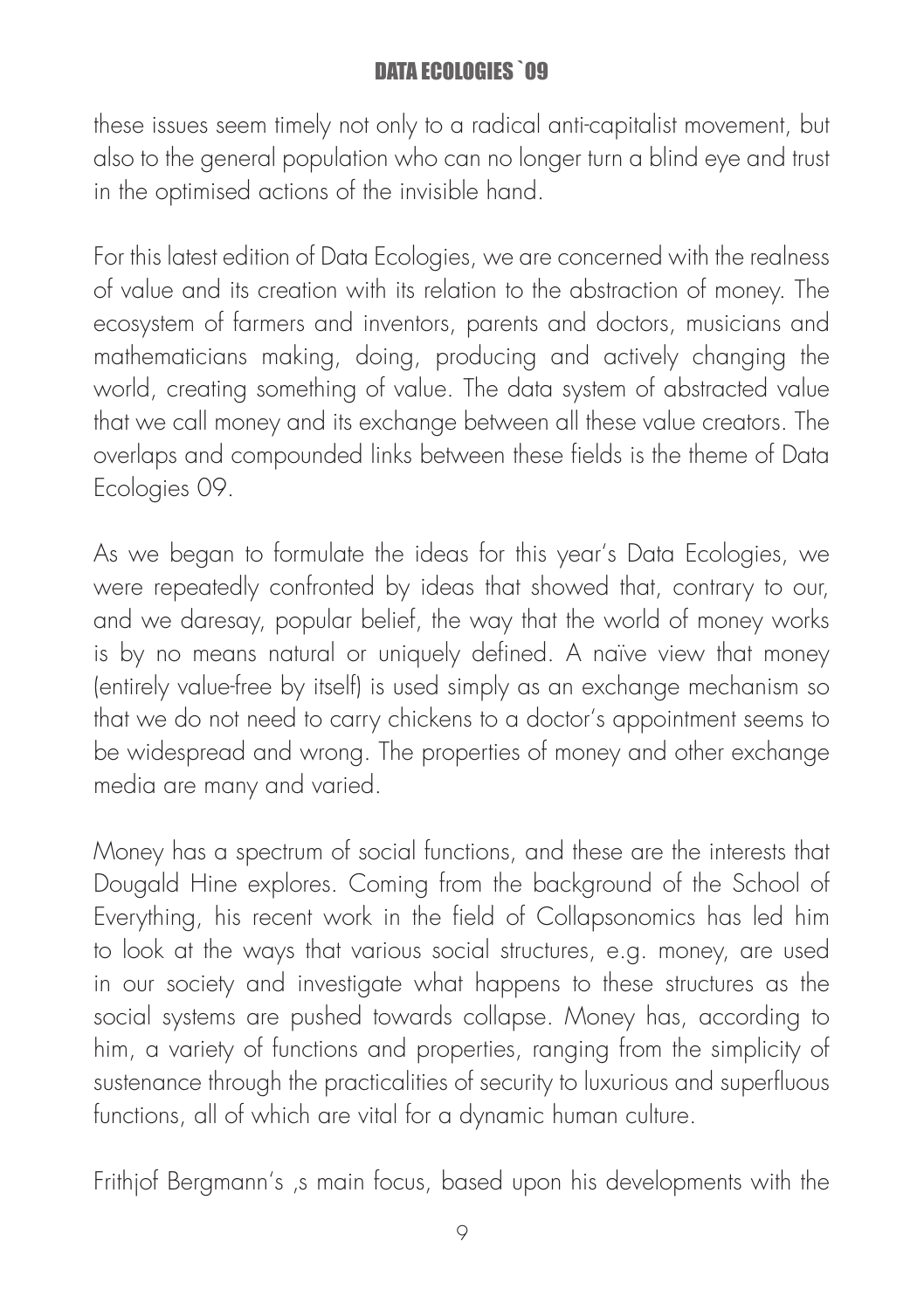these issues seem timely not only to a radical anti-capitalist movement, but also to the general population who can no longer turn a blind eye and trust in the optimised actions of the invisible hand.

For this latest edition of Data Ecologies, we are concerned with the realness of value and its creation with its relation to the abstraction of money. The ecosystem of farmers and inventors, parents and doctors, musicians and mathematicians making, doing, producing and actively changing the world, creating something of value. The data system of abstracted value that we call money and its exchange between all these value creators. The overlaps and compounded links between these fields is the theme of Data Ecologies 09.

As we began to formulate the ideas for this year's Data Ecologies, we were repeatedly confronted by ideas that showed that, contrary to our, and we daresay, popular belief, the way that the world of money works is by no means natural or uniquely defined. A naïve view that money (entirely value-free by itself) is used simply as an exchange mechanism so that we do not need to carry chickens to a doctor's appointment seems to be widespread and wrong. The properties of money and other exchange media are many and varied.

Money has a spectrum of social functions, and these are the interests that Dougald Hine explores. Coming from the background of the School of Everything, his recent work in the field of Collapsonomics has led him to look at the ways that various social structures, e.g. money, are used in our society and investigate what happens to these structures as the social systems are pushed towards collapse. Money has, according to him, a variety of functions and properties, ranging from the simplicity of sustenance through the practicalities of security to luxurious and superfluous functions, all of which are vital for a dynamic human culture.

Frithjof Bergmann's ,s main focus, based upon his developments with the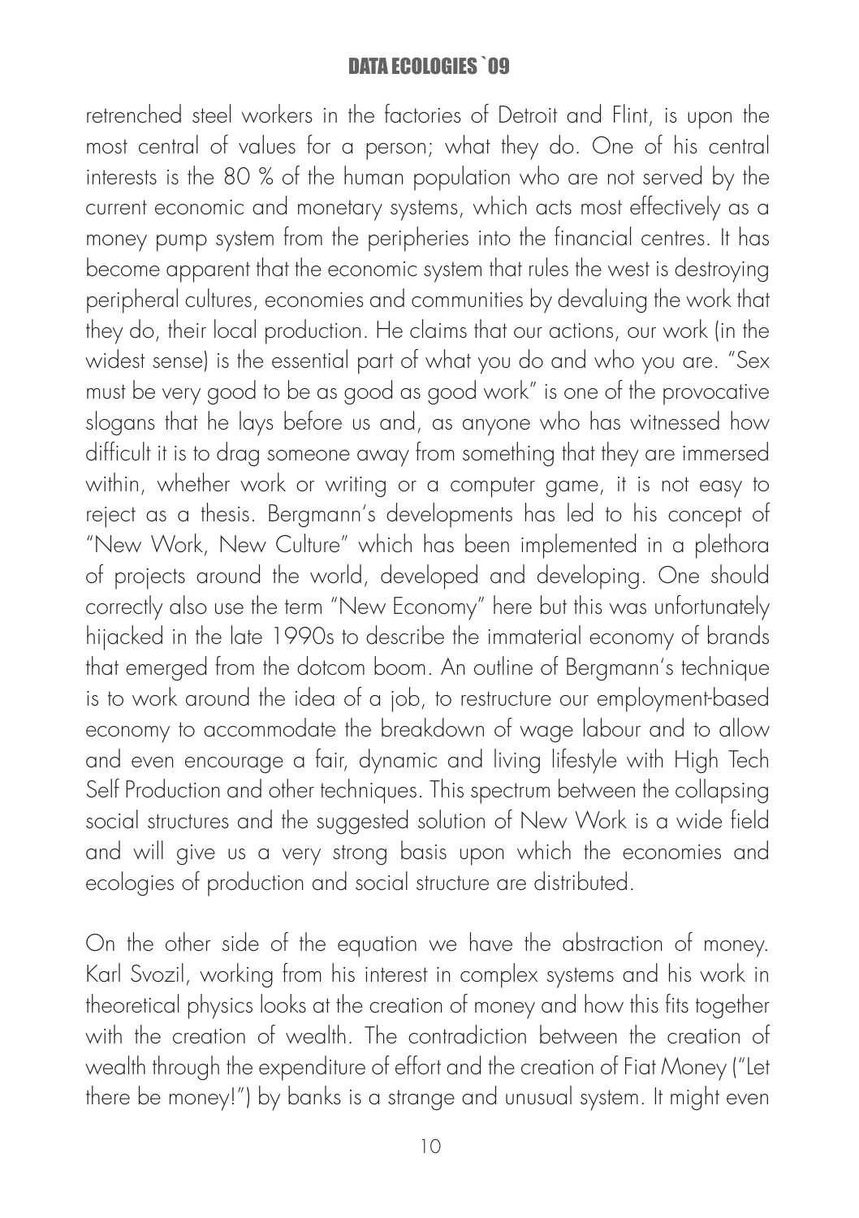retrenched steel workers in the factories of Detroit and Flint, is upon the most central of values for a person; what they do. One of his central interests is the 80 % of the human population who are not served by the current economic and monetary systems, which acts most effectively as a money pump system from the peripheries into the financial centres. It has become apparent that the economic system that rules the west is destroying peripheral cultures, economies and communities by devaluing the work that they do, their local production. He claims that our actions, our work (in the widest sense) is the essential part of what you do and who you are. "Sex must be very good to be as good as good work" is one of the provocative slogans that he lays before us and, as anyone who has witnessed how difficult it is to drag someone away from something that they are immersed within, whether work or writing or a computer game, it is not easy to reject as a thesis. Bergmann's developments has led to his concept of "New Work, New Culture" which has been implemented in a plethora of projects around the world, developed and developing. One should correctly also use the term "New Economy" here but this was unfortunately hijacked in the late 1990s to describe the immaterial economy of brands that emerged from the dotcom boom. An outline of Bergmann's technique is to work around the idea of a job, to restructure our employment-based economy to accommodate the breakdown of wage labour and to allow and even encourage a fair, dynamic and living lifestyle with High Tech Self Production and other techniques. This spectrum between the collapsing social structures and the suggested solution of New Work is a wide field and will give us a very strong basis upon which the economies and ecologies of production and social structure are distributed.

On the other side of the equation we have the abstraction of money. Karl Svozil, working from his interest in complex systems and his work in theoretical physics looks at the creation of money and how this fits together with the creation of wealth. The contradiction between the creation of wealth through the expenditure of effort and the creation of Fiat Money ("Let there be money!") by banks is a strange and unusual system. It might even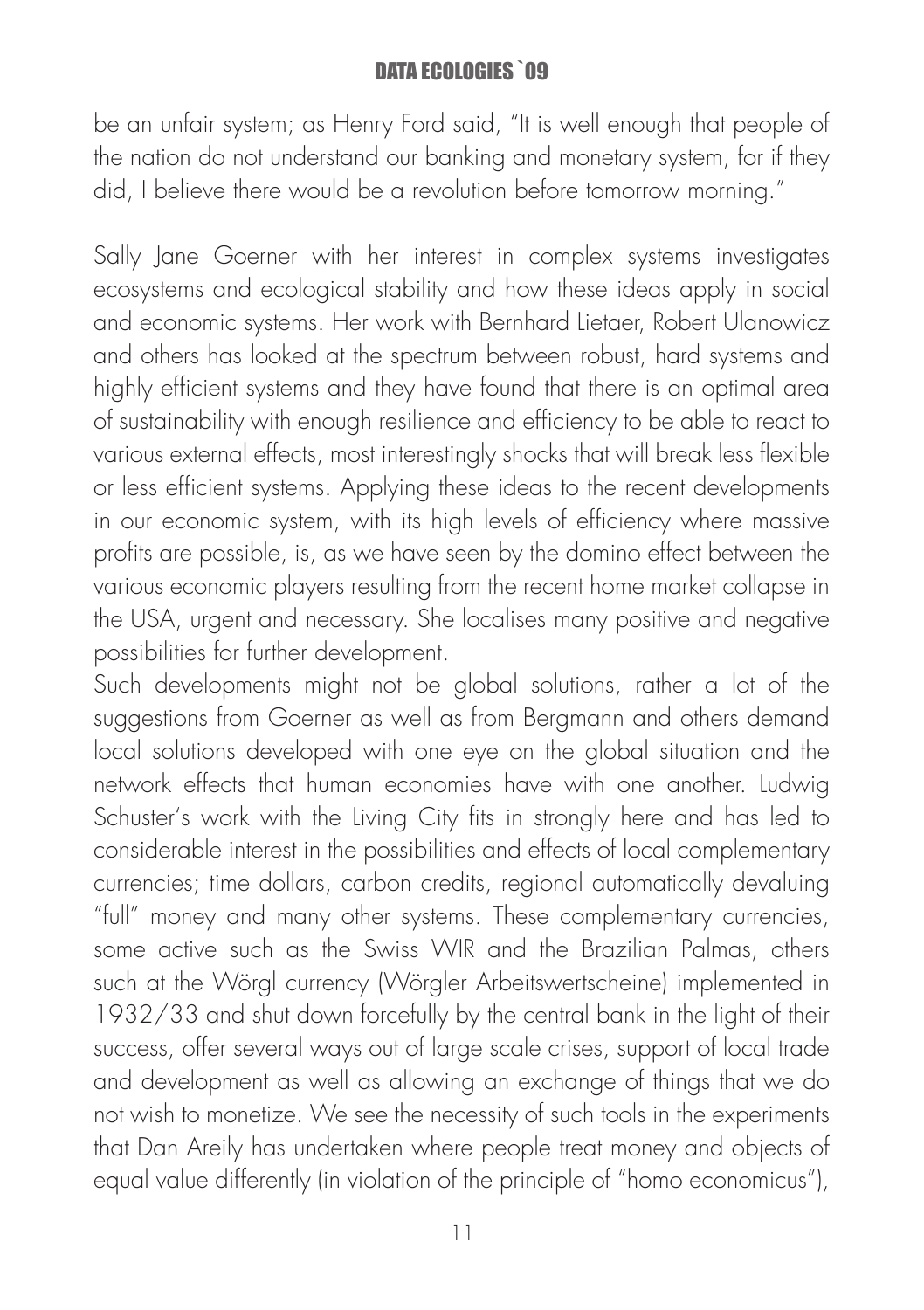be an unfair system; as Henry Ford said, "It is well enough that people of the nation do not understand our banking and monetary system, for if they did, I believe there would be a revolution before tomorrow morning."

Sally Jane Goerner with her interest in complex systems investigates ecosystems and ecological stability and how these ideas apply in social and economic systems. Her work with Bernhard Lietaer, Robert Ulanowicz and others has looked at the spectrum between robust, hard systems and highly efficient systems and they have found that there is an optimal area of sustainability with enough resilience and efficiency to be able to react to various external effects, most interestingly shocks that will break less flexible or less efficient systems. Applying these ideas to the recent developments in our economic system, with its high levels of efficiency where massive profits are possible, is, as we have seen by the domino effect between the various economic players resulting from the recent home market collapse in the USA, urgent and necessary. She localises many positive and negative possibilities for further development.
Such developments might not be global solutions, rather a lot of the suggestions from Goerner as well as from Bergmann and others demand local solutions developed with one eye on the global situation and the network effects that human economies have with one another. Ludwig Schuster's work with the Living City fits in strongly here and has led to considerable interest in the possibilities and effects of local complementary currencies; time dollars, carbon credits, regional automatically devaluing "full" money and many other systems. These complementary currencies, some active such as the Swiss WIR and the Brazilian Palmas, others such at the Wörgl currency (Wörgler Arbeitswertscheine) implemented in 1932/33 and shut down forcefully by the central bank in the light of their success, offer several ways out of large scale crises, support of local trade and development as well as allowing an exchange of things that we do not wish to monetize. We see the necessity of such tools in the experiments that Dan Areily has undertaken where people treat money and objects of equal value differently (in violation of the principle of "homo economicus"),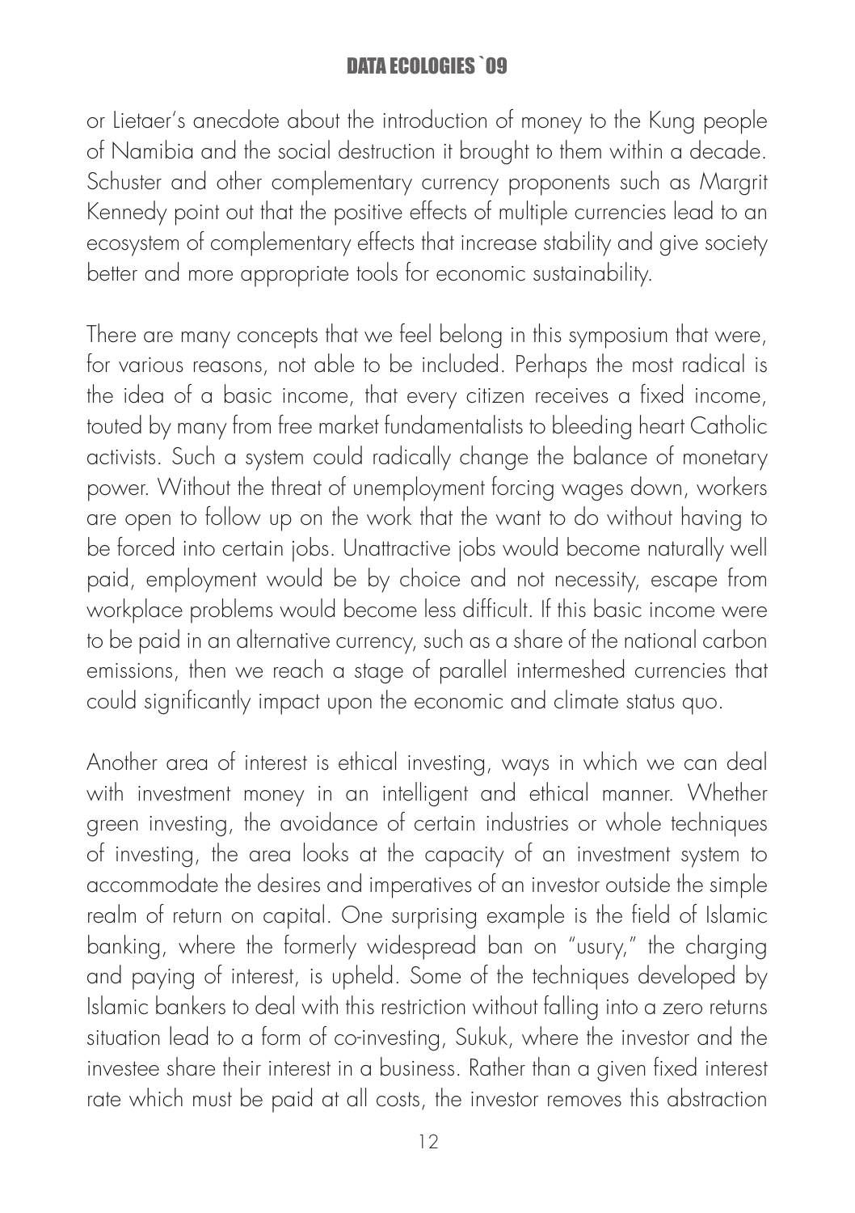or Lietaer's anecdote about the introduction of money to the Kung people of Namibia and the social destruction it brought to them within a decade. Schuster and other complementary currency proponents such as Margrit Kennedy point out that the positive effects of multiple currencies lead to an ecosystem of complementary effects that increase stability and give society better and more appropriate tools for economic sustainability.

There are many concepts that we feel belong in this symposium that were, for various reasons, not able to be included. Perhaps the most radical is the idea of a basic income, that every citizen receives a fixed income, touted by many from free market fundamentalists to bleeding heart Catholic activists. Such a system could radically change the balance of monetary power. Without the threat of unemployment forcing wages down, workers are open to follow up on the work that the want to do without having to be forced into certain jobs. Unattractive jobs would become naturally well paid, employment would be by choice and not necessity, escape from workplace problems would become less difficult. If this basic income were to be paid in an alternative currency, such as a share of the national carbon emissions, then we reach a stage of parallel intermeshed currencies that could significantly impact upon the economic and climate status quo.

Another area of interest is ethical investing, ways in which we can deal with investment money in an intelligent and ethical manner. Whether green investing, the avoidance of certain industries or whole techniques of investing, the area looks at the capacity of an investment system to accommodate the desires and imperatives of an investor outside the simple realm of return on capital. One surprising example is the field of Islamic banking, where the formerly widespread ban on "usury," the charging and paying of interest, is upheld. Some of the techniques developed by Islamic bankers to deal with this restriction without falling into a zero returns situation lead to a form of co-investing, Sukuk, where the investor and the investee share their interest in a business. Rather than a given fixed interest rate which must be paid at all costs, the investor removes this abstraction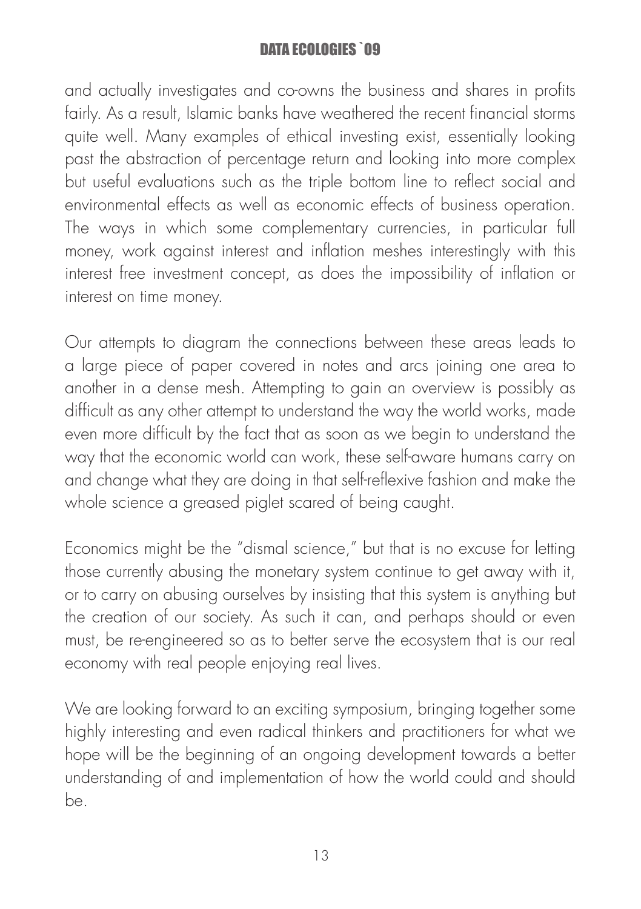and actually investigates and co-owns the business and shares in profits fairly. As a result, Islamic banks have weathered the recent financial storms quite well. Many examples of ethical investing exist, essentially looking past the abstraction of percentage return and looking into more complex but useful evaluations such as the triple bottom line to reflect social and environmental effects as well as economic effects of business operation. The ways in which some complementary currencies, in particular full money, work against interest and inflation meshes interestingly with this interest free investment concept, as does the impossibility of inflation or interest on time money.

Our attempts to diagram the connections between these areas leads to a large piece of paper covered in notes and arcs joining one area to another in a dense mesh. Attempting to gain an overview is possibly as difficult as any other attempt to understand the way the world works, made even more difficult by the fact that as soon as we begin to understand the way that the economic world can work, these self-aware humans carry on and change what they are doing in that self-reflexive fashion and make the whole science a greased piglet scared of being caught.

Economics might be the "dismal science," but that is no excuse for letting those currently abusing the monetary system continue to get away with it, or to carry on abusing ourselves by insisting that this system is anything but the creation of our society. As such it can, and perhaps should or even must, be re-engineered so as to better serve the ecosystem that is our real economy with real people enjoying real lives.

We are looking forward to an exciting symposium, bringing together some highly interesting and even radical thinkers and practitioners for what we hope will be the beginning of an ongoing development towards a better understanding of and implementation of how the world could and should be.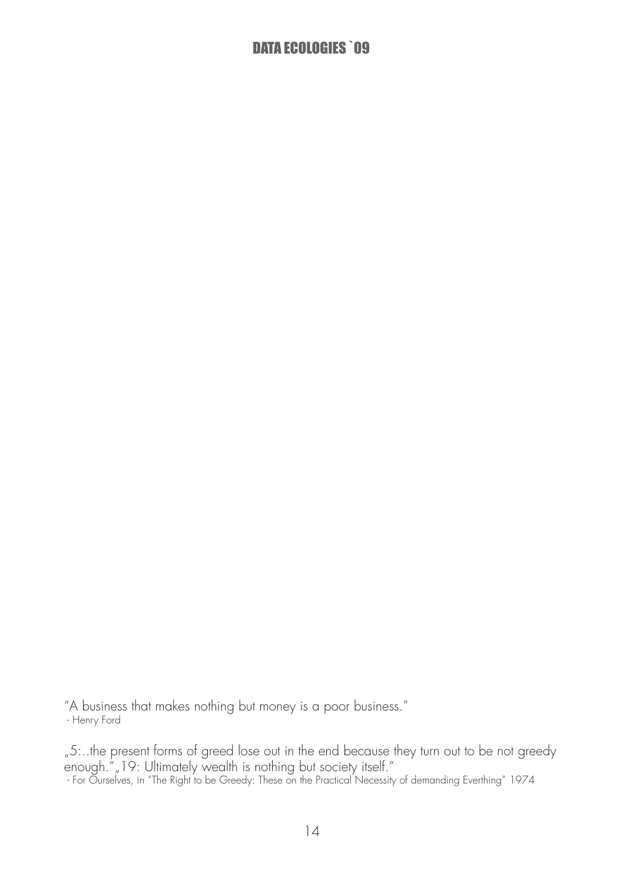"A business that makes nothing but money is a poor business."
 - Henry Ford

„5:..the present forms of greed lose out in the end because they turn out to be not greedy enough."„19: Ultimately wealth is nothing but society itself."
 - For Ourselves, in "The Right to be Greedy: These on the Practical Necessity of demanding Everthing" 1974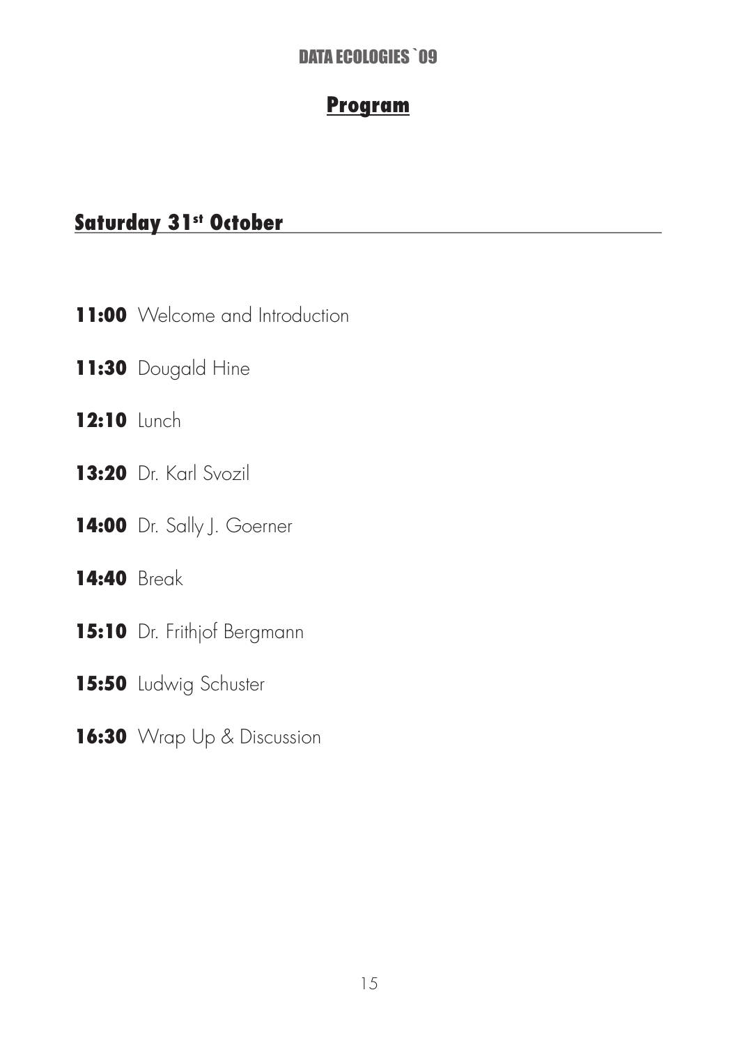## Program

### Saturday 31st October

**11:00** Welcome and Introduction

**11:30** Dougald Hine

**12:10** Lunch

**13:20** Dr. Karl Svozil

**14:00** Dr. Sally J. Goerner

**14:40** Break

**15:10** Dr. Frithjof Bergmann

**15:50** Ludwig Schuster

**16:30** Wrap Up & Discussion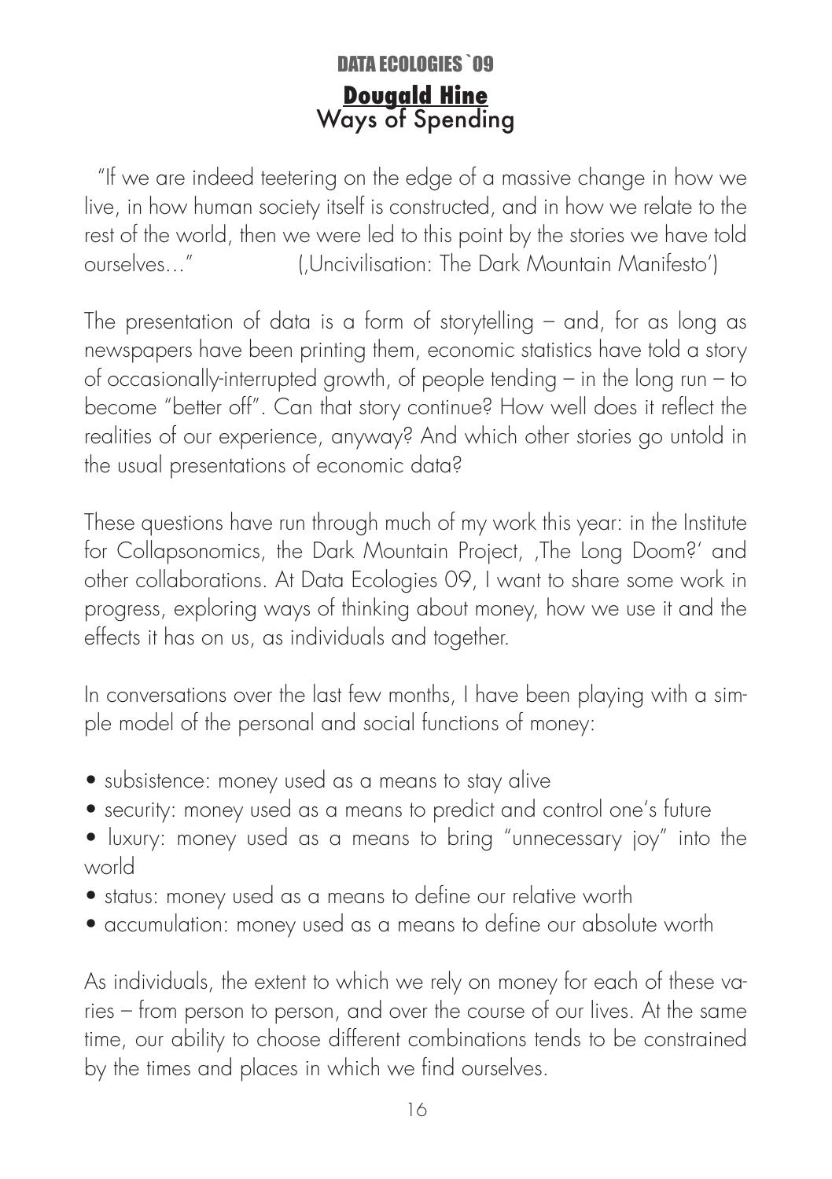# DATA ECOLOGIES `09

## **Dougald Hine**

## Ways of Spending

"If we are indeed teetering on the edge of a massive change in how we live, in how human society itself is constructed, and in how we relate to the rest of the world, then we were led to this point by the stories we have told ourselves..." (‚Uncivilisation: The Dark Mountain Manifesto')

The presentation of data is a form of storytelling – and, for as long as newspapers have been printing them, economic statistics have told a story of occasionally-interrupted growth, of people tending – in the long run – to become "better off". Can that story continue? How well does it reflect the realities of our experience, anyway? And which other stories go untold in the usual presentations of economic data?

These questions have run through much of my work this year: in the Institute for Collapsonomics, the Dark Mountain Project, ‚The Long Doom?' and other collaborations. At Data Ecologies 09, I want to share some work in progress, exploring ways of thinking about money, how we use it and the effects it has on us, as individuals and together.

In conversations over the last few months, I have been playing with a simple model of the personal and social functions of money:

- subsistence: money used as a means to stay alive
- security: money used as a means to predict and control one's future
- luxury: money used as a means to bring "unnecessary joy" into the world
- status: money used as a means to define our relative worth
- accumulation: money used as a means to define our absolute worth

As individuals, the extent to which we rely on money for each of these varies – from person to person, and over the course of our lives. At the same time, our ability to choose different combinations tends to be constrained by the times and places in which we find ourselves.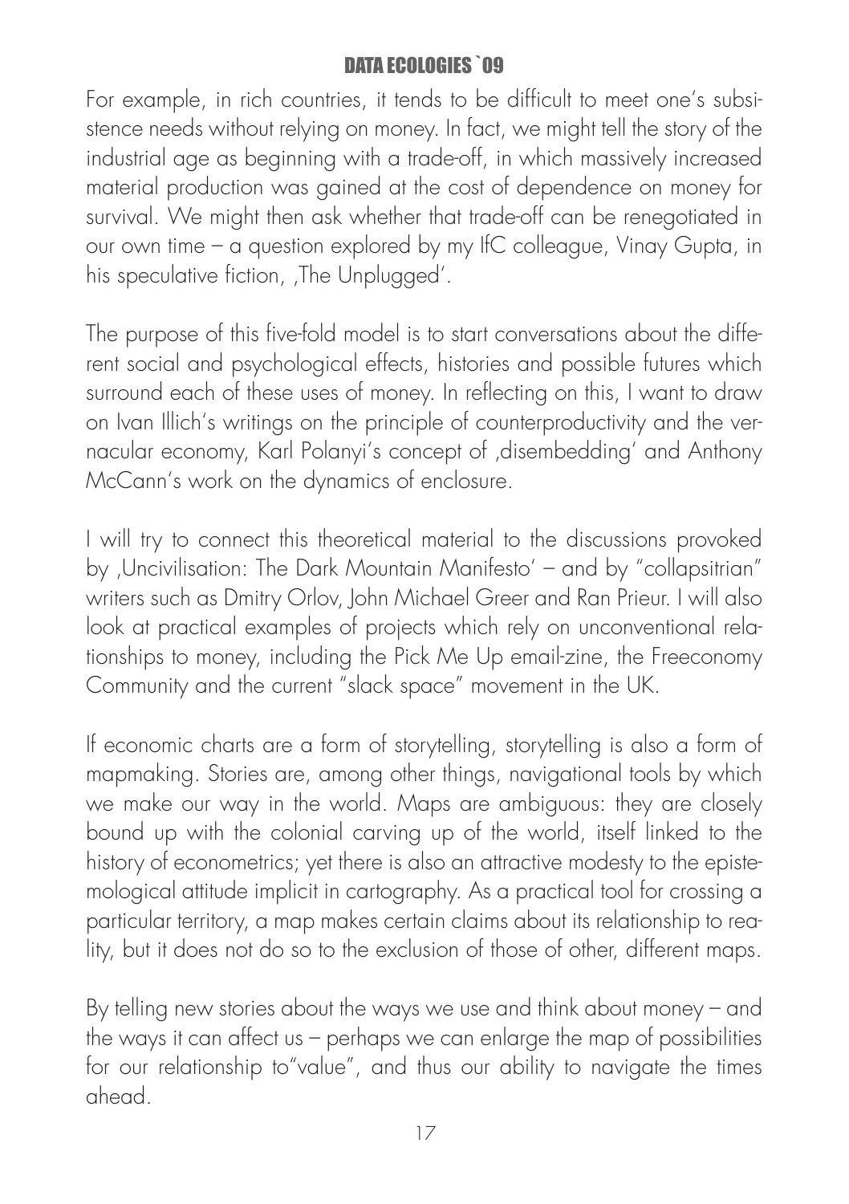For example, in rich countries, it tends to be difficult to meet one's subsistence needs without relying on money. In fact, we might tell the story of the industrial age as beginning with a trade-off, in which massively increased material production was gained at the cost of dependence on money for survival. We might then ask whether that trade-off can be renegotiated in our own time – a question explored by my IfC colleague, Vinay Gupta, in his speculative fiction, ‚The Unplugged'.

The purpose of this five-fold model is to start conversations about the different social and psychological effects, histories and possible futures which surround each of these uses of money. In reflecting on this, I want to draw on Ivan Illich's writings on the principle of counterproductivity and the vernacular economy, Karl Polanyi's concept of ‚disembedding' and Anthony McCann's work on the dynamics of enclosure.

I will try to connect this theoretical material to the discussions provoked by ‚Uncivilisation: The Dark Mountain Manifesto' – and by "collapsitrian" writers such as Dmitry Orlov, John Michael Greer and Ran Prieur. I will also look at practical examples of projects which rely on unconventional relationships to money, including the Pick Me Up email-zine, the Freeconomy Community and the current "slack space" movement in the UK.

If economic charts are a form of storytelling, storytelling is also a form of mapmaking. Stories are, among other things, navigational tools by which we make our way in the world. Maps are ambiguous: they are closely bound up with the colonial carving up of the world, itself linked to the history of econometrics; yet there is also an attractive modesty to the epistemological attitude implicit in cartography. As a practical tool for crossing a particular territory, a map makes certain claims about its relationship to reality, but it does not do so to the exclusion of those of other, different maps.

By telling new stories about the ways we use and think about money – and the ways it can affect us – perhaps we can enlarge the map of possibilities for our relationship to"value", and thus our ability to navigate the times ahead.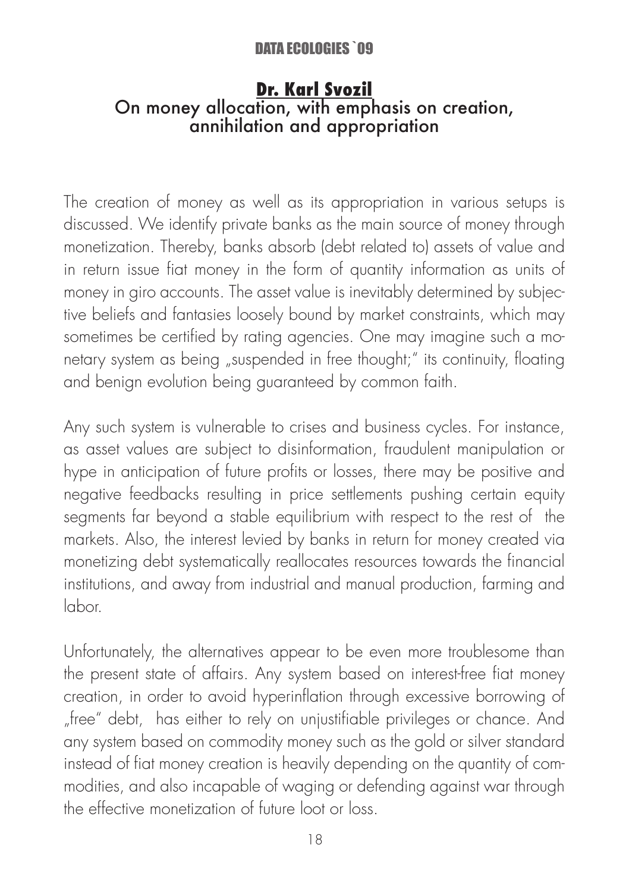## Dr. Karl Svozil

### On money allocation, with emphasis on creation, annihilation and appropriation

The creation of money as well as its appropriation in various setups is discussed. We identify private banks as the main source of money through monetization. Thereby, banks absorb (debt related to) assets of value and in return issue fiat money in the form of quantity information as units of money in giro accounts. The asset value is inevitably determined by subjective beliefs and fantasies loosely bound by market constraints, which may sometimes be certified by rating agencies. One may imagine such a monetary system as being „suspended in free thought;" its continuity, floating and benign evolution being guaranteed by common faith.

Any such system is vulnerable to crises and business cycles. For instance, as asset values are subject to disinformation, fraudulent manipulation or hype in anticipation of future profits or losses, there may be positive and negative feedbacks resulting in price settlements pushing certain equity segments far beyond a stable equilibrium with respect to the rest of the markets. Also, the interest levied by banks in return for money created via monetizing debt systematically reallocates resources towards the financial institutions, and away from industrial and manual production, farming and labor.

Unfortunately, the alternatives appear to be even more troublesome than the present state of affairs. Any system based on interest-free fiat money creation, in order to avoid hyperinflation through excessive borrowing of „free" debt, has either to rely on unjustifiable privileges or chance. And any system based on commodity money such as the gold or silver standard instead of fiat money creation is heavily depending on the quantity of commodities, and also incapable of waging or defending against war through the effective monetization of future loot or loss.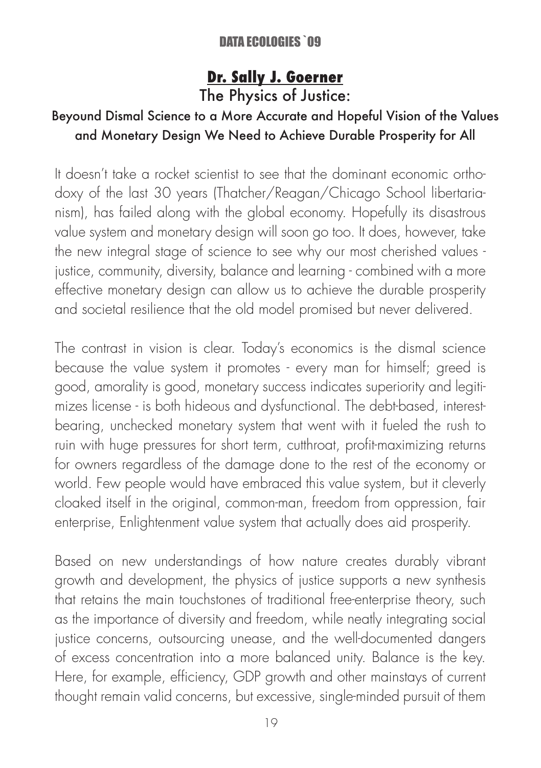## Dr. Sally J. Goerner

### The Physics of Justice:

#### Beyound Dismal Science to a More Accurate and Hopeful Vision of the Values and Monetary Design We Need to Achieve Durable Prosperity for All

It doesn't take a rocket scientist to see that the dominant economic orthodoxy of the last 30 years (Thatcher/Reagan/Chicago School libertarianism), has failed along with the global economy. Hopefully its disastrous value system and monetary design will soon go too. It does, however, take the new integral stage of science to see why our most cherished values - justice, community, diversity, balance and learning - combined with a more effective monetary design can allow us to achieve the durable prosperity and societal resilience that the old model promised but never delivered.

The contrast in vision is clear. Today's economics is the dismal science because the value system it promotes - every man for himself; greed is good, amorality is good, monetary success indicates superiority and legitimizes license - is both hideous and dysfunctional. The debt-based, interest-bearing, unchecked monetary system that went with it fueled the rush to ruin with huge pressures for short term, cutthroat, profit-maximizing returns for owners regardless of the damage done to the rest of the economy or world. Few people would have embraced this value system, but it cleverly cloaked itself in the original, common-man, freedom from oppression, fair enterprise, Enlightenment value system that actually does aid prosperity.

Based on new understandings of how nature creates durably vibrant growth and development, the physics of justice supports a new synthesis that retains the main touchstones of traditional free-enterprise theory, such as the importance of diversity and freedom, while neatly integrating social justice concerns, outsourcing unease, and the well-documented dangers of excess concentration into a more balanced unity. Balance is the key. Here, for example, efficiency, GDP growth and other mainstays of current thought remain valid concerns, but excessive, single-minded pursuit of them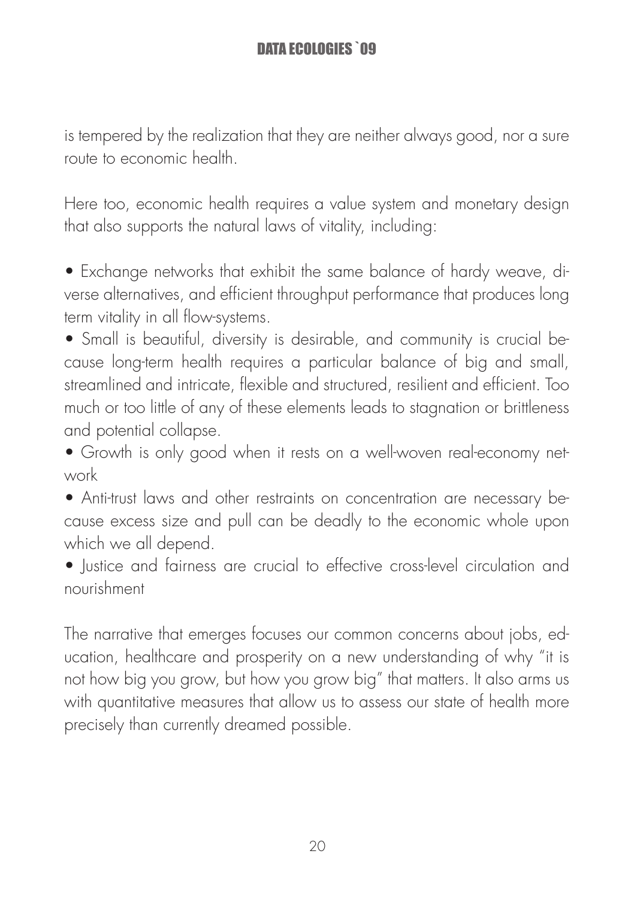is tempered by the realization that they are neither always good, nor a sure route to economic health.

Here too, economic health requires a value system and monetary design that also supports the natural laws of vitality, including:

- Exchange networks that exhibit the same balance of hardy weave, diverse alternatives, and efficient throughput performance that produces long term vitality in all flow-systems.
- Small is beautiful, diversity is desirable, and community is crucial because long-term health requires a particular balance of big and small, streamlined and intricate, flexible and structured, resilient and efficient. Too much or too little of any of these elements leads to stagnation or brittleness and potential collapse.
- Growth is only good when it rests on a well-woven real-economy network
- Anti-trust laws and other restraints on concentration are necessary because excess size and pull can be deadly to the economic whole upon which we all depend.
- Justice and fairness are crucial to effective cross-level circulation and nourishment

The narrative that emerges focuses our common concerns about jobs, education, healthcare and prosperity on a new understanding of why "it is not how big you grow, but how you grow big" that matters. It also arms us with quantitative measures that allow us to assess our state of health more precisely than currently dreamed possible.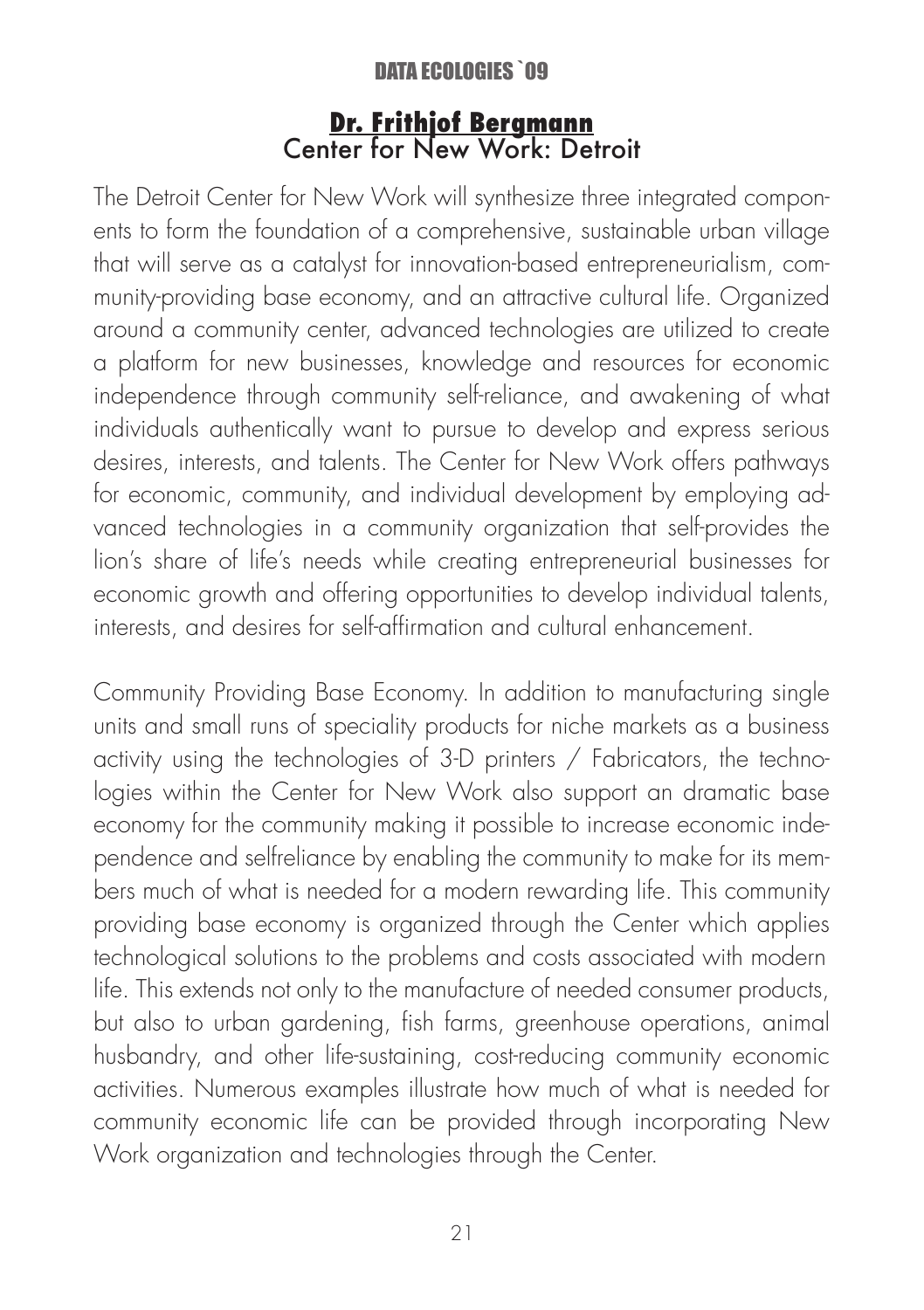## Dr. Frithjof Bergmann
### Center for New Work: Detroit

The Detroit Center for New Work will synthesize three integrated components to form the foundation of a comprehensive, sustainable urban village that will serve as a catalyst for innovation-based entrepreneurialism, community-providing base economy, and an attractive cultural life. Organized around a community center, advanced technologies are utilized to create a platform for new businesses, knowledge and resources for economic independence through community self-reliance, and awakening of what individuals authentically want to pursue to develop and express serious desires, interests, and talents. The Center for New Work offers pathways for economic, community, and individual development by employing advanced technologies in a community organization that self-provides the lion's share of life's needs while creating entrepreneurial businesses for economic growth and offering opportunities to develop individual talents, interests, and desires for self-affirmation and cultural enhancement.

Community Providing Base Economy. In addition to manufacturing single units and small runs of speciality products for niche markets as a business activity using the technologies of 3-D printers / Fabricators, the technologies within the Center for New Work also support an dramatic base economy for the community making it possible to increase economic independence and selfreliance by enabling the community to make for its members much of what is needed for a modern rewarding life. This community providing base economy is organized through the Center which applies technological solutions to the problems and costs associated with modern life. This extends not only to the manufacture of needed consumer products, but also to urban gardening, fish farms, greenhouse operations, animal husbandry, and other life-sustaining, cost-reducing community economic activities. Numerous examples illustrate how much of what is needed for community economic life can be provided through incorporating New Work organization and technologies through the Center.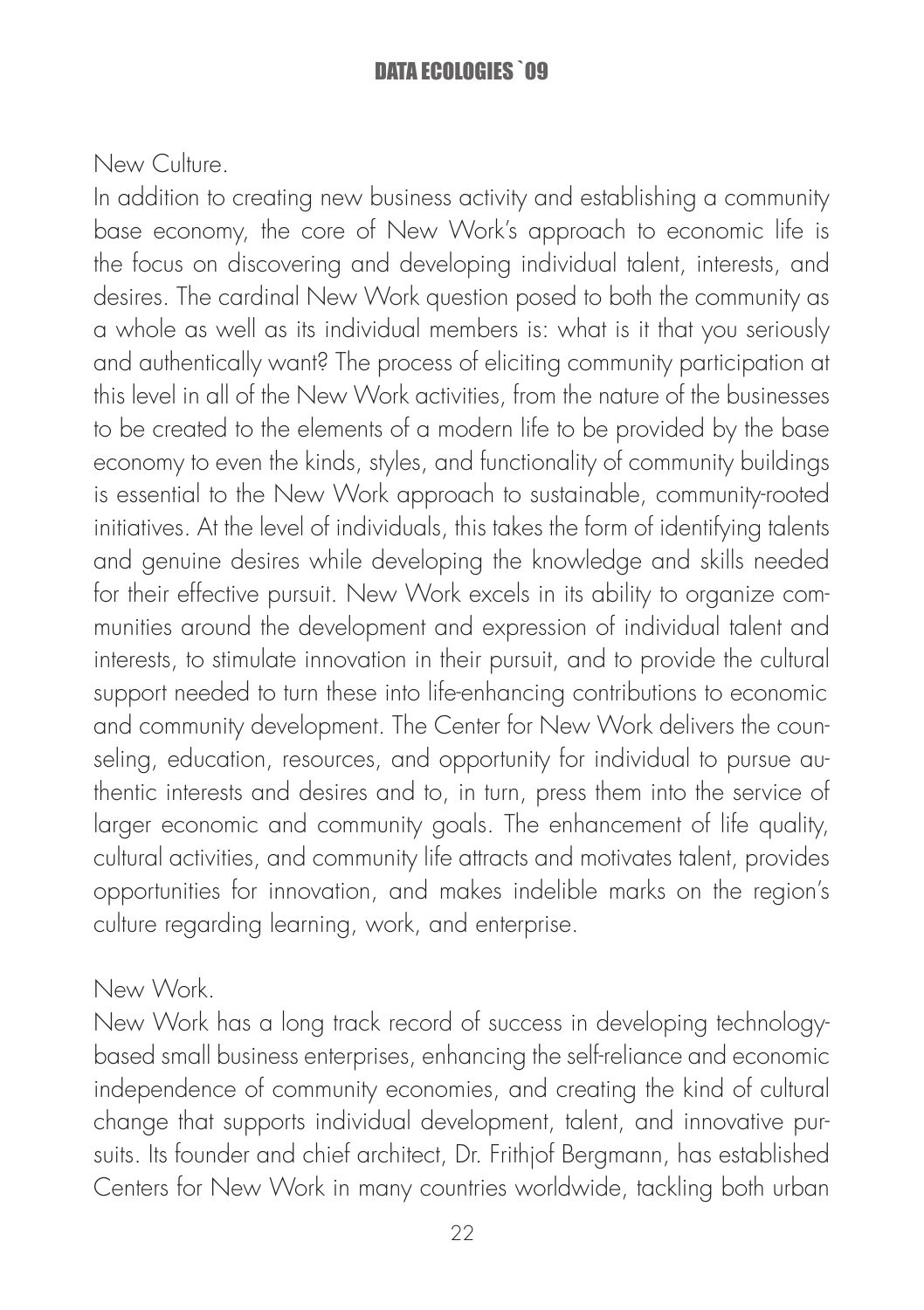New Culture.

In addition to creating new business activity and establishing a community base economy, the core of New Work's approach to economic life is the focus on discovering and developing individual talent, interests, and desires. The cardinal New Work question posed to both the community as a whole as well as its individual members is: what is it that you seriously and authentically want? The process of eliciting community participation at this level in all of the New Work activities, from the nature of the businesses to be created to the elements of a modern life to be provided by the base economy to even the kinds, styles, and functionality of community buildings is essential to the New Work approach to sustainable, community-rooted initiatives. At the level of individuals, this takes the form of identifying talents and genuine desires while developing the knowledge and skills needed for their effective pursuit. New Work excels in its ability to organize communities around the development and expression of individual talent and interests, to stimulate innovation in their pursuit, and to provide the cultural support needed to turn these into life-enhancing contributions to economic and community development. The Center for New Work delivers the counseling, education, resources, and opportunity for individual to pursue authentic interests and desires and to, in turn, press them into the service of larger economic and community goals. The enhancement of life quality, cultural activities, and community life attracts and motivates talent, provides opportunities for innovation, and makes indelible marks on the region's culture regarding learning, work, and enterprise.

New Work.

New Work has a long track record of success in developing technology-based small business enterprises, enhancing the self-reliance and economic independence of community economies, and creating the kind of cultural change that supports individual development, talent, and innovative pursuits. Its founder and chief architect, Dr. Frithjof Bergmann, has established Centers for New Work in many countries worldwide, tackling both urban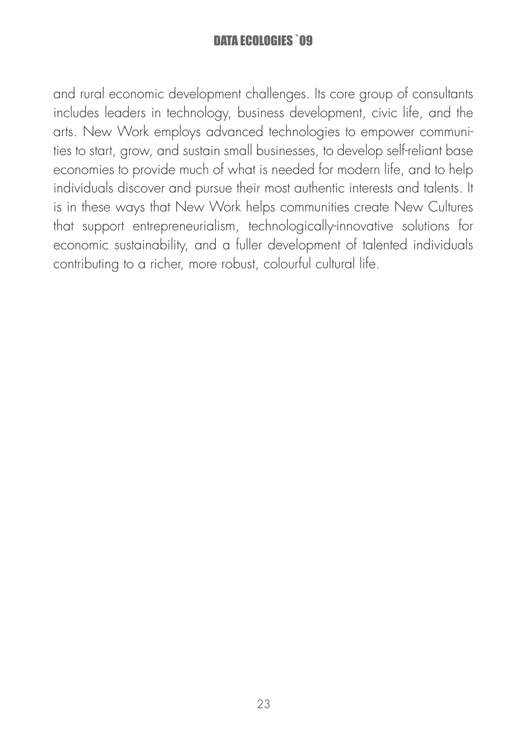and rural economic development challenges. Its core group of consultants includes leaders in technology, business development, civic life, and the arts. New Work employs advanced technologies to empower communities to start, grow, and sustain small businesses, to develop self-reliant base economies to provide much of what is needed for modern life, and to help individuals discover and pursue their most authentic interests and talents. It is in these ways that New Work helps communities create New Cultures that support entrepreneurialism, technologically-innovative solutions for economic sustainability, and a fuller development of talented individuals contributing to a richer, more robust, colourful cultural life.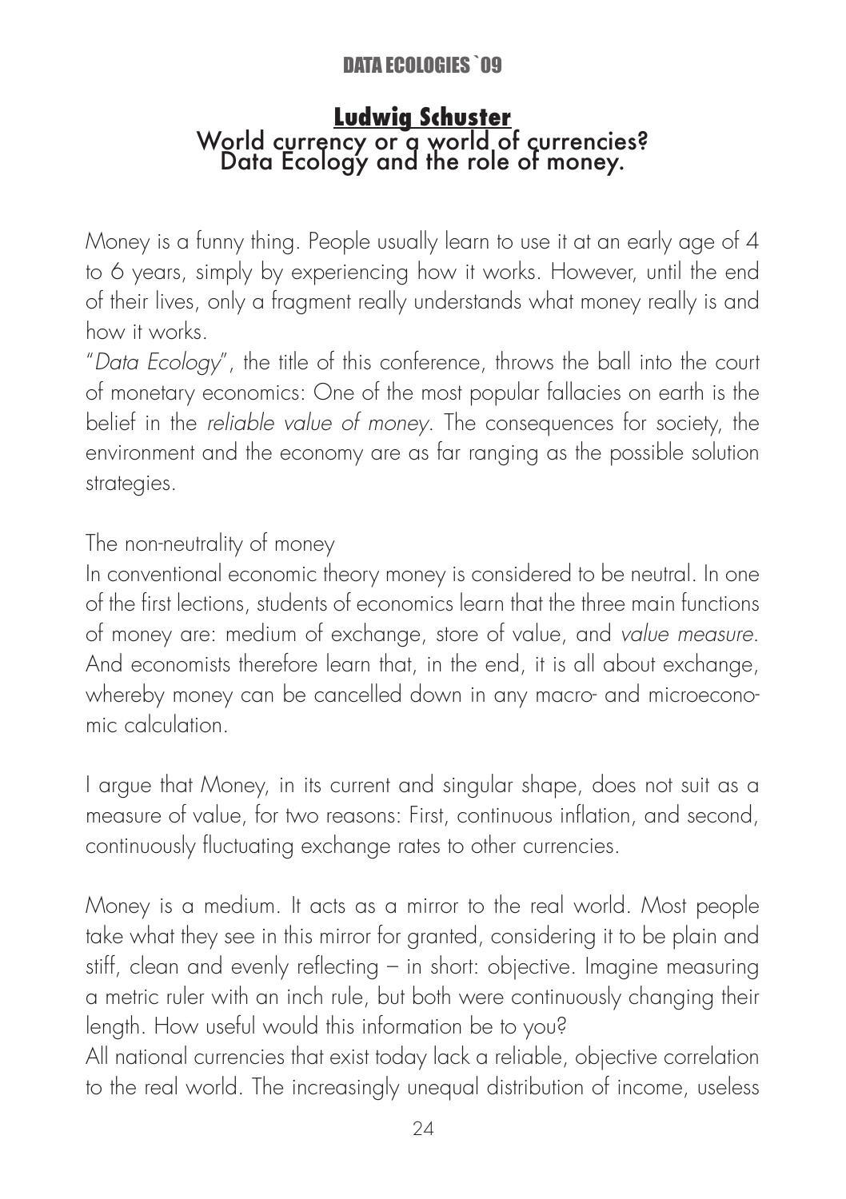## Ludwig Schuster

### World currency or a world of currencies? Data Ecology and the role of money.

Money is a funny thing. People usually learn to use it at an early age of 4 to 6 years, simply by experiencing how it works. However, until the end of their lives, only a fragment really understands what money really is and how it works.

"*Data Ecology*", the title of this conference, throws the ball into the court of monetary economics: One of the most popular fallacies on earth is the belief in the *reliable value of money*. The consequences for society, the environment and the economy are as far ranging as the possible solution strategies.

The non-neutrality of money

In conventional economic theory money is considered to be neutral. In one of the first lections, students of economics learn that the three main functions of money are: medium of exchange, store of value, and *value measure*. And economists therefore learn that, in the end, it is all about exchange, whereby money can be cancelled down in any macro- and microeconomic calculation.

I argue that Money, in its current and singular shape, does not suit as a measure of value, for two reasons: First, continuous inflation, and second, continuously fluctuating exchange rates to other currencies.

Money is a medium. It acts as a mirror to the real world. Most people take what they see in this mirror for granted, considering it to be plain and stiff, clean and evenly reflecting – in short: objective. Imagine measuring a metric ruler with an inch rule, but both were continuously changing their length. How useful would this information be to you?

All national currencies that exist today lack a reliable, objective correlation to the real world. The increasingly unequal distribution of income, useless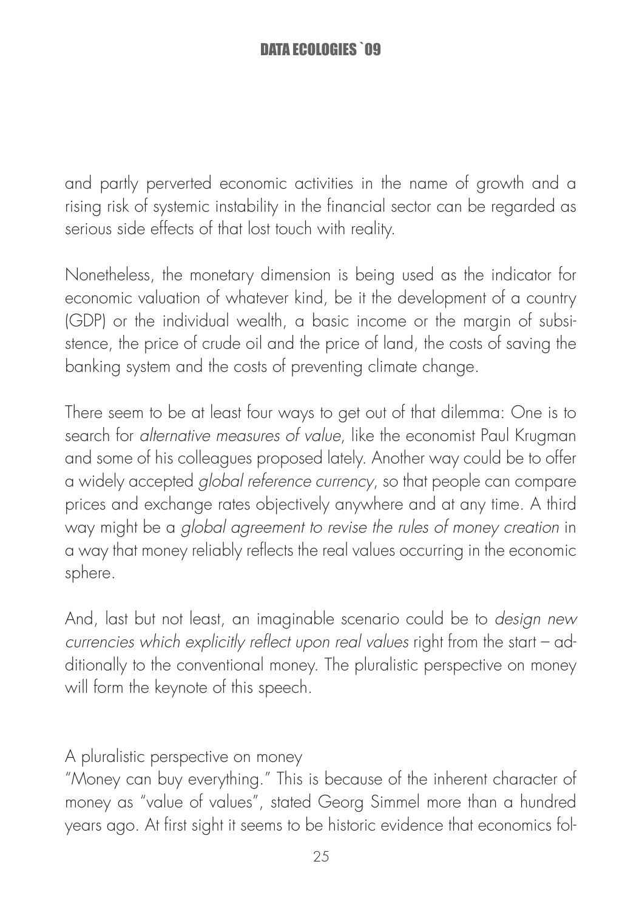and partly perverted economic activities in the name of growth and a rising risk of systemic instability in the financial sector can be regarded as serious side effects of that lost touch with reality.

Nonetheless, the monetary dimension is being used as the indicator for economic valuation of whatever kind, be it the development of a country (GDP) or the individual wealth, a basic income or the margin of subsistence, the price of crude oil and the price of land, the costs of saving the banking system and the costs of preventing climate change.

There seem to be at least four ways to get out of that dilemma: One is to search for *alternative measures of value*, like the economist Paul Krugman and some of his colleagues proposed lately. Another way could be to offer a widely accepted *global reference currency*, so that people can compare prices and exchange rates objectively anywhere and at any time. A third way might be a *global agreement to revise the rules of money creation* in a way that money reliably reflects the real values occurring in the economic sphere.

And, last but not least, an imaginable scenario could be to *design new currencies which explicitly reflect upon real values* right from the start – additionally to the conventional money. The pluralistic perspective on money will form the keynote of this speech.

## A pluralistic perspective on money

"Money can buy everything." This is because of the inherent character of money as "value of values", stated Georg Simmel more than a hundred years ago. At first sight it seems to be historic evidence that economics fol-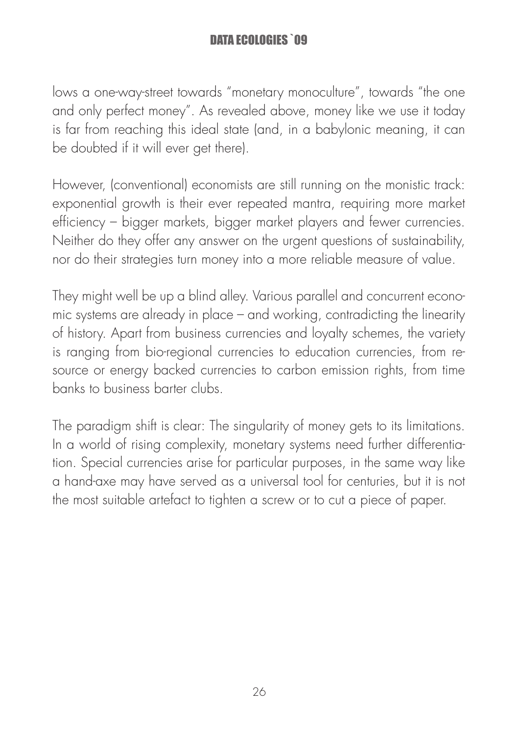lows a one-way-street towards "monetary monoculture", towards "the one and only perfect money". As revealed above, money like we use it today is far from reaching this ideal state (and, in a babylonic meaning, it can be doubted if it will ever get there).

However, (conventional) economists are still running on the monistic track: exponential growth is their ever repeated mantra, requiring more market efficiency – bigger markets, bigger market players and fewer currencies. Neither do they offer any answer on the urgent questions of sustainability, nor do their strategies turn money into a more reliable measure of value.

They might well be up a blind alley. Various parallel and concurrent economic systems are already in place – and working, contradicting the linearity of history. Apart from business currencies and loyalty schemes, the variety is ranging from bio-regional currencies to education currencies, from resource or energy backed currencies to carbon emission rights, from time banks to business barter clubs.

The paradigm shift is clear: The singularity of money gets to its limitations. In a world of rising complexity, monetary systems need further differentiation. Special currencies arise for particular purposes, in the same way like a hand-axe may have served as a universal tool for centuries, but it is not the most suitable artefact to tighten a screw or to cut a piece of paper.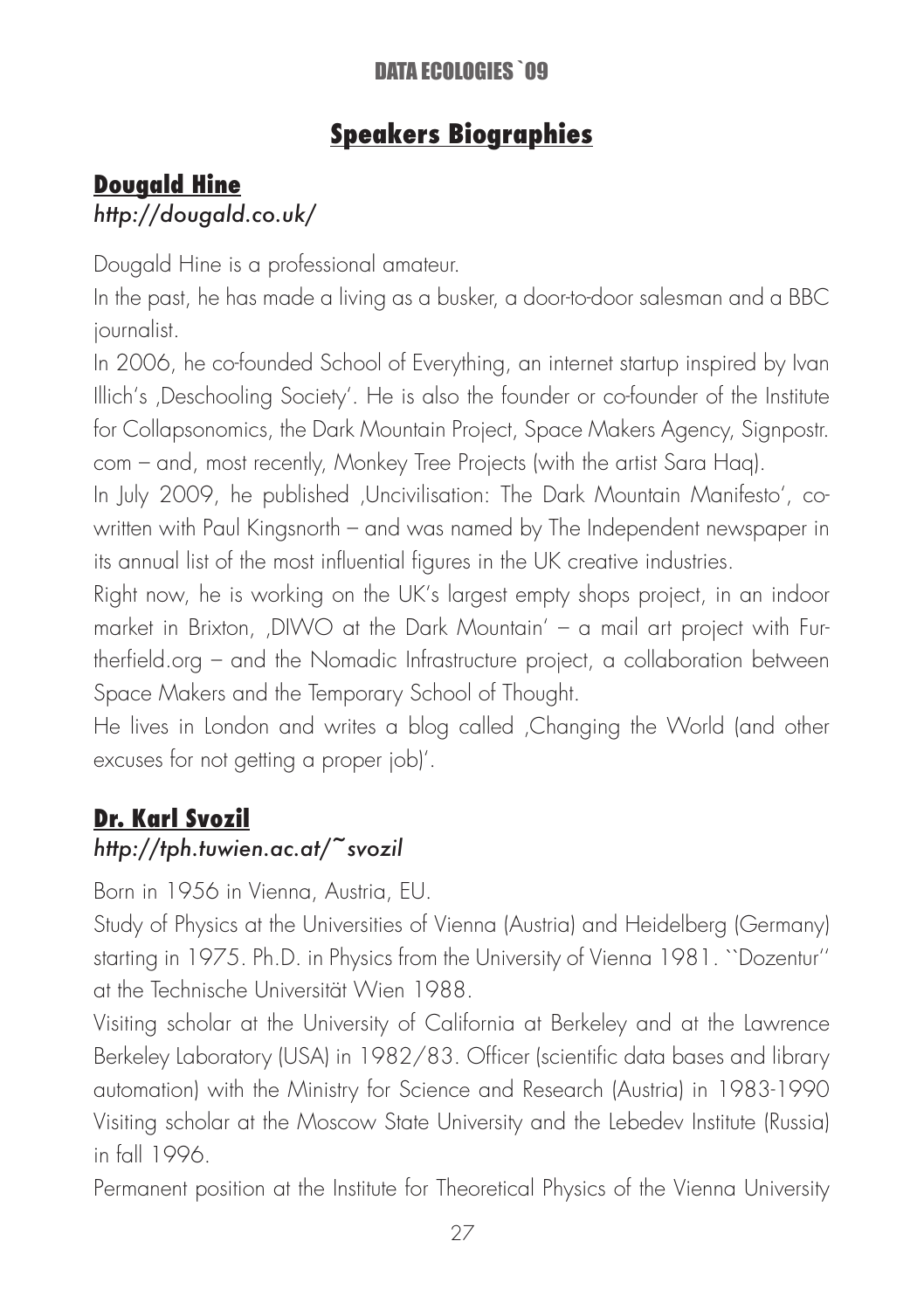# Speakers Biographies

## Dougald Hine

*http://dougald.co.uk/*

Dougald Hine is a professional amateur.

In the past, he has made a living as a busker, a door-to-door salesman and a BBC journalist.

In 2006, he co-founded School of Everything, an internet startup inspired by Ivan Illich's ‚Deschooling Society'. He is also the founder or co-founder of the Institute for Collapsonomics, the Dark Mountain Project, Space Makers Agency, Signpostr.com – and, most recently, Monkey Tree Projects (with the artist Sara Haq).

In July 2009, he published ‚Uncivilisation: The Dark Mountain Manifesto', co-written with Paul Kingsnorth – and was named by The Independent newspaper in its annual list of the most influential figures in the UK creative industries.

Right now, he is working on the UK's largest empty shops project, in an indoor market in Brixton, ‚DIWO at the Dark Mountain' – a mail art project with Furtherfield.org – and the Nomadic Infrastructure project, a collaboration between Space Makers and the Temporary School of Thought.

He lives in London and writes a blog called ‚Changing the World (and other excuses for not getting a proper job)'.

## Dr. Karl Svozil

*http://tph.tuwien.ac.at/~svozil*

Born in 1956 in Vienna, Austria, EU.

Study of Physics at the Universities of Vienna (Austria) and Heidelberg (Germany) starting in 1975. Ph.D. in Physics from the University of Vienna 1981. ``Dozentur'' at the Technische Universität Wien 1988.

Visiting scholar at the University of California at Berkeley and at the Lawrence Berkeley Laboratory (USA) in 1982/83. Officer (scientific data bases and library automation) with the Ministry for Science and Research (Austria) in 1983-1990 Visiting scholar at the Moscow State University and the Lebedev Institute (Russia) in fall 1996.

Permanent position at the Institute for Theoretical Physics of the Vienna University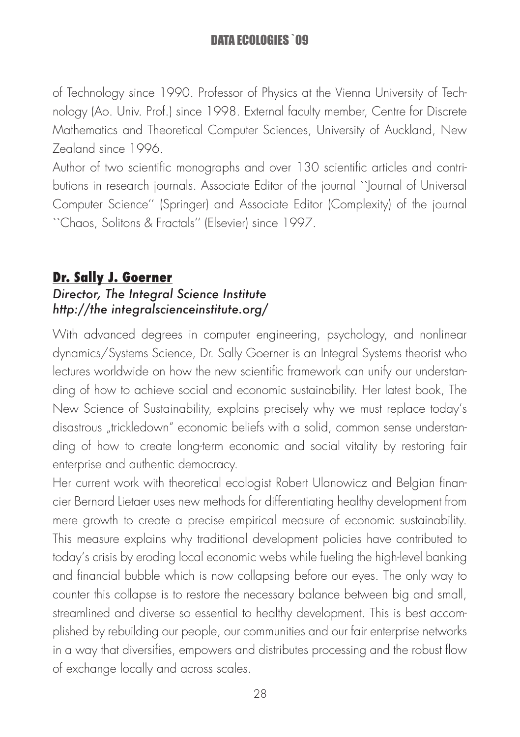of Technology since 1990. Professor of Physics at the Vienna University of Technology (Ao. Univ. Prof.) since 1998. External faculty member, Centre for Discrete Mathematics and Theoretical Computer Sciences, University of Auckland, New Zealand since 1996.
Author of two scientific monographs and over 130 scientific articles and contributions in research journals. Associate Editor of the journal ``Journal of Universal Computer Science'' (Springer) and Associate Editor (Complexity) of the journal ``Chaos, Solitons & Fractals'' (Elsevier) since 1997.

## Dr. Sally J. Goerner

*Director, The Integral Science Institute*
*http://the integralscienceinstitute.org/*

With advanced degrees in computer engineering, psychology, and nonlinear dynamics/Systems Science, Dr. Sally Goerner is an Integral Systems theorist who lectures worldwide on how the new scientific framework can unify our understanding of how to achieve social and economic sustainability. Her latest book, The New Science of Sustainability, explains precisely why we must replace today's disastrous „trickledown" economic beliefs with a solid, common sense understanding of how to create long-term economic and social vitality by restoring fair enterprise and authentic democracy.
Her current work with theoretical ecologist Robert Ulanowicz and Belgian financier Bernard Lietaer uses new methods for differentiating healthy development from mere growth to create a precise empirical measure of economic sustainability. This measure explains why traditional development policies have contributed to today's crisis by eroding local economic webs while fueling the high-level banking and financial bubble which is now collapsing before our eyes. The only way to counter this collapse is to restore the necessary balance between big and small, streamlined and diverse so essential to healthy development. This is best accomplished by rebuilding our people, our communities and our fair enterprise networks in a way that diversifies, empowers and distributes processing and the robust flow of exchange locally and across scales.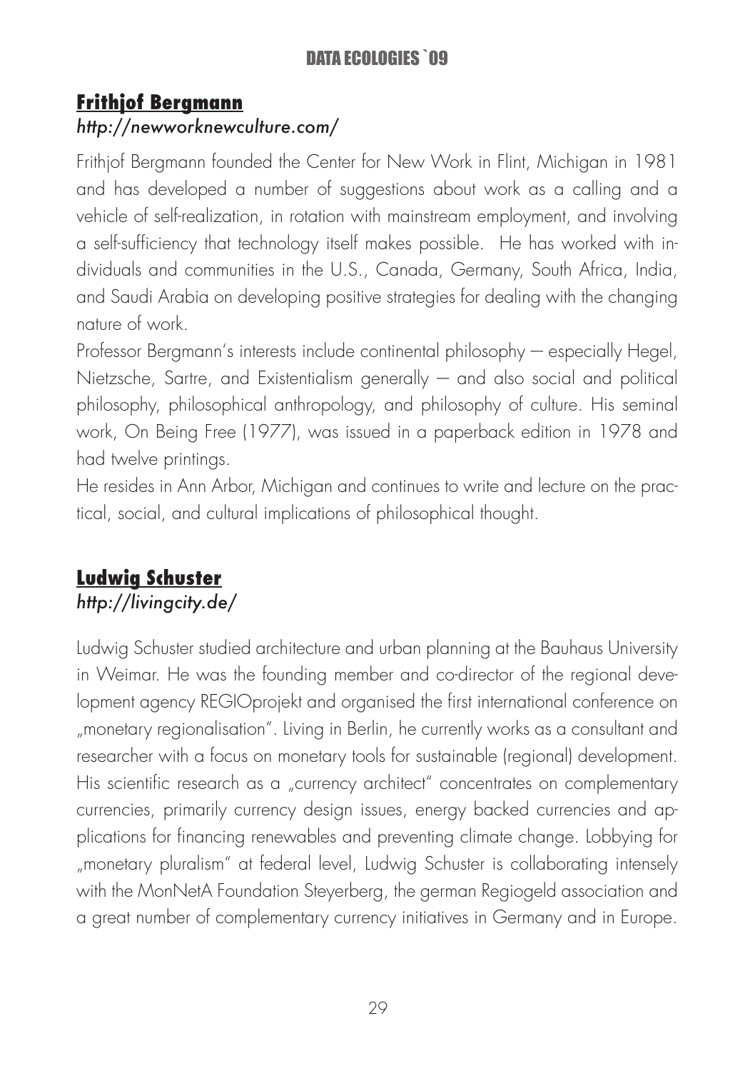## Frithjof Bergmann

*http://newworknewculture.com/*

Frithjof Bergmann founded the Center for New Work in Flint, Michigan in 1981 and has developed a number of suggestions about work as a calling and a vehicle of self-realization, in rotation with mainstream employment, and involving a self-sufficiency that technology itself makes possible. He has worked with individuals and communities in the U.S., Canada, Germany, South Africa, India, and Saudi Arabia on developing positive strategies for dealing with the changing nature of work.

Professor Bergmann's interests include continental philosophy — especially Hegel, Nietzsche, Sartre, and Existentialism generally — and also social and political philosophy, philosophical anthropology, and philosophy of culture. His seminal work, On Being Free (1977), was issued in a paperback edition in 1978 and had twelve printings.

He resides in Ann Arbor, Michigan and continues to write and lecture on the practical, social, and cultural implications of philosophical thought.

## Ludwig Schuster

*http://livingcity.de/*

Ludwig Schuster studied architecture and urban planning at the Bauhaus University in Weimar. He was the founding member and co-director of the regional development agency REGIOprojekt and organised the first international conference on „monetary regionalisation". Living in Berlin, he currently works as a consultant and researcher with a focus on monetary tools for sustainable (regional) development. His scientific research as a „currency architect" concentrates on complementary currencies, primarily currency design issues, energy backed currencies and applications for financing renewables and preventing climate change. Lobbying for „monetary pluralism" at federal level, Ludwig Schuster is collaborating intensely with the MonNetA Foundation Steyerberg, the german Regiogeld association and a great number of complementary currency initiatives in Germany and in Europe.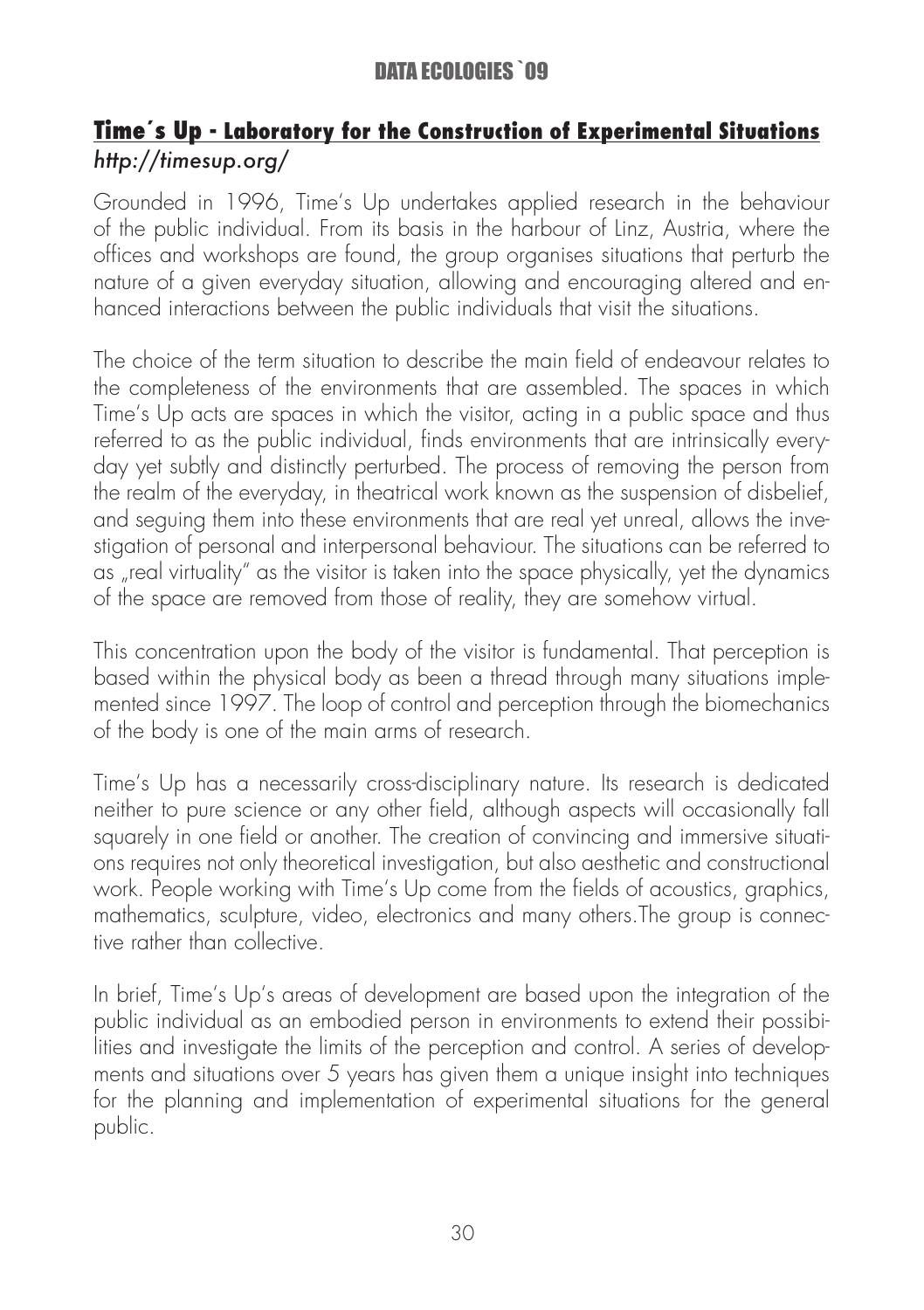## Time´s Up - Laboratory for the Construction of Experimental Situations

*http://timesup.org/*

Grounded in 1996, Time's Up undertakes applied research in the behaviour of the public individual. From its basis in the harbour of Linz, Austria, where the offices and workshops are found, the group organises situations that perturb the nature of a given everyday situation, allowing and encouraging altered and enhanced interactions between the public individuals that visit the situations.

The choice of the term situation to describe the main field of endeavour relates to the completeness of the environments that are assembled. The spaces in which Time's Up acts are spaces in which the visitor, acting in a public space and thus referred to as the public individual, finds environments that are intrinsically everyday yet subtly and distinctly perturbed. The process of removing the person from the realm of the everyday, in theatrical work known as the suspension of disbelief, and seguing them into these environments that are real yet unreal, allows the investigation of personal and interpersonal behaviour. The situations can be referred to as „real virtuality" as the visitor is taken into the space physically, yet the dynamics of the space are removed from those of reality, they are somehow virtual.

This concentration upon the body of the visitor is fundamental. That perception is based within the physical body as been a thread through many situations implemented since 1997. The loop of control and perception through the biomechanics of the body is one of the main arms of research.

Time's Up has a necessarily cross-disciplinary nature. Its research is dedicated neither to pure science or any other field, although aspects will occasionally fall squarely in one field or another. The creation of convincing and immersive situations requires not only theoretical investigation, but also aesthetic and constructional work. People working with Time's Up come from the fields of acoustics, graphics, mathematics, sculpture, video, electronics and many others.The group is connective rather than collective.

In brief, Time's Up's areas of development are based upon the integration of the public individual as an embodied person in environments to extend their possibilities and investigate the limits of the perception and control. A series of developments and situations over 5 years has given them a unique insight into techniques for the planning and implementation of experimental situations for the general public.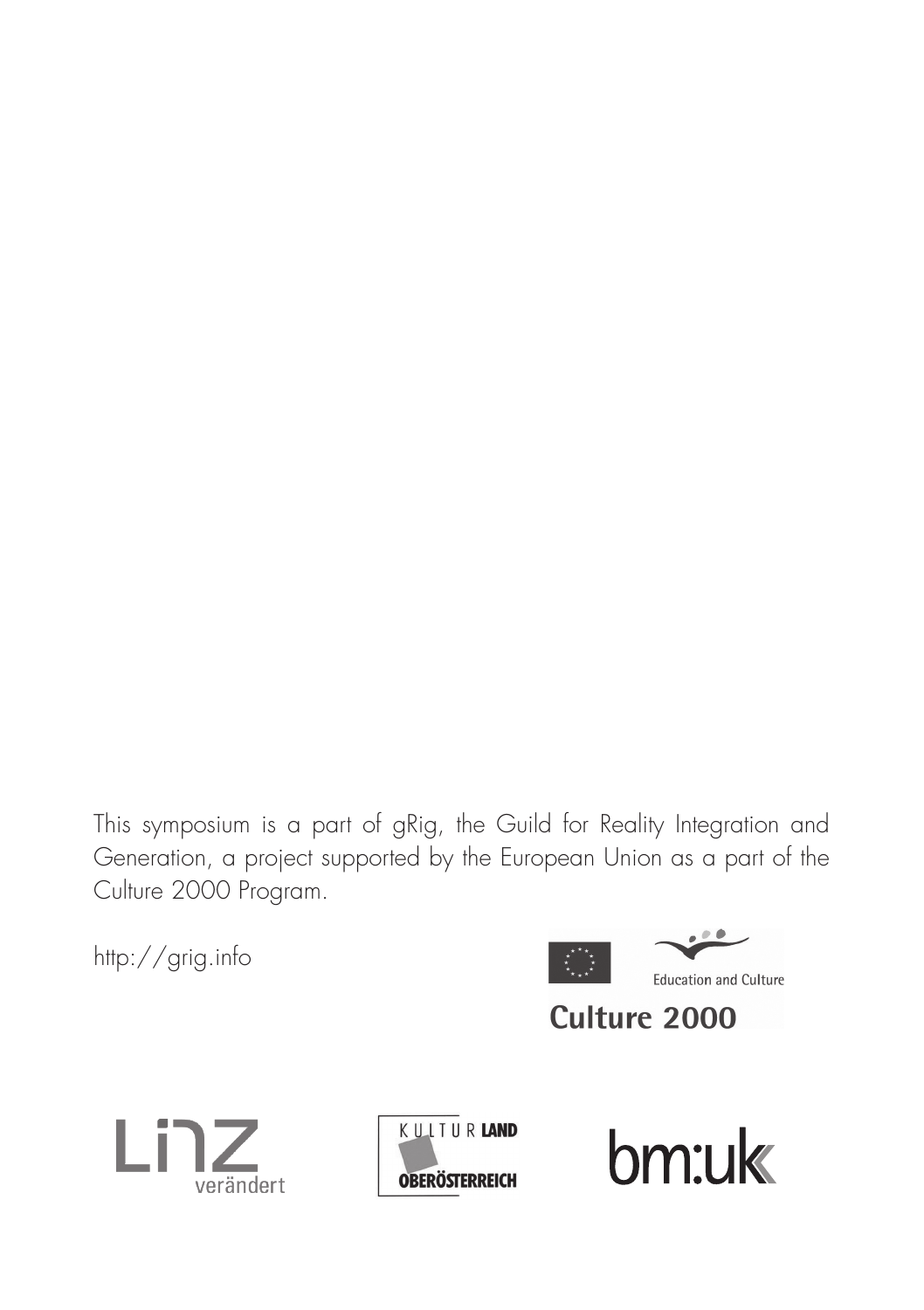This symposium is a part of gRig, the Guild for Reality Integration and Generation, a project supported by the European Union as a part of the Culture 2000 Program.

http://grig.info

Education and Culture

Culture 2000

Linz verändert

KULTUR LAND OBERÖSTERREICH

bm:uk